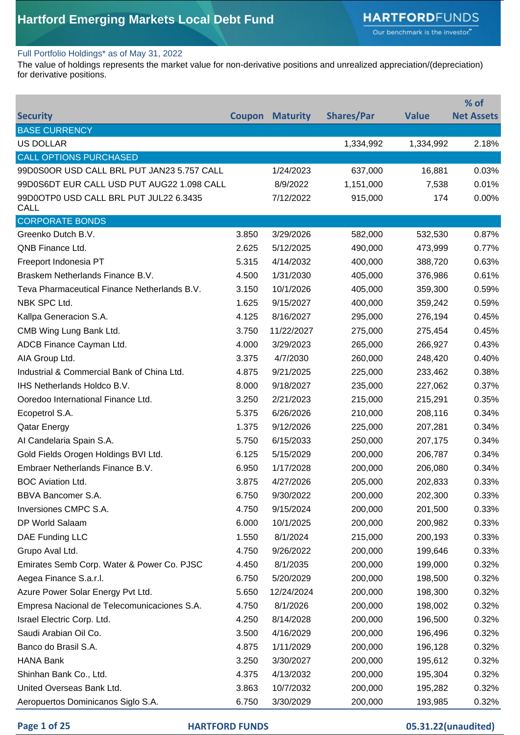# Hartford Emerging Markets Local Debt Fund

Full Portfolio Holdings* as of May 31, 2022

The value of holdings represents the market value for non-derivative positions and unrealized appreciation/(depreciation) for derivative positions.

| Security | Coupon | Maturity | Shares/Par | Value | % of Net Assets |
|---|---|---|---|---|---|
| BASE CURRENCY | | | | | |
| US DOLLAR | | | 1,334,992 | 1,334,992 | 2.18% |
| CALL OPTIONS PURCHASED | | | | | |
| 99D0S0OR USD CALL BRL PUT JAN23 5.757 CALL | | 1/24/2023 | 637,000 | 16,881 | 0.03% |
| 99D0S6DT EUR CALL USD PUT AUG22 1.098 CALL | | 8/9/2022 | 1,151,000 | 7,538 | 0.01% |
| 99D0OTP0 USD CALL BRL PUT JUL22 6.3435 CALL | | 7/12/2022 | 915,000 | 174 | 0.00% |
| CORPORATE BONDS | | | | | |
| Greenko Dutch B.V. | 3.850 | 3/29/2026 | 582,000 | 532,530 | 0.87% |
| QNB Finance Ltd. | 2.625 | 5/12/2025 | 490,000 | 473,999 | 0.77% |
| Freeport Indonesia PT | 5.315 | 4/14/2032 | 400,000 | 388,720 | 0.63% |
| Braskem Netherlands Finance B.V. | 4.500 | 1/31/2030 | 405,000 | 376,986 | 0.61% |
| Teva Pharmaceutical Finance Netherlands B.V. | 3.150 | 10/1/2026 | 405,000 | 359,300 | 0.59% |
| NBK SPC Ltd. | 1.625 | 9/15/2027 | 400,000 | 359,242 | 0.59% |
| Kallpa Generacion S.A. | 4.125 | 8/16/2027 | 295,000 | 276,194 | 0.45% |
| CMB Wing Lung Bank Ltd. | 3.750 | 11/22/2027 | 275,000 | 275,454 | 0.45% |
| ADCB Finance Cayman Ltd. | 4.000 | 3/29/2023 | 265,000 | 266,927 | 0.43% |
| AIA Group Ltd. | 3.375 | 4/7/2030 | 260,000 | 248,420 | 0.40% |
| Industrial & Commercial Bank of China Ltd. | 4.875 | 9/21/2025 | 225,000 | 233,462 | 0.38% |
| IHS Netherlands Holdco B.V. | 8.000 | 9/18/2027 | 235,000 | 227,062 | 0.37% |
| Ooredoo International Finance Ltd. | 3.250 | 2/21/2023 | 215,000 | 215,291 | 0.35% |
| Ecopetrol S.A. | 5.375 | 6/26/2026 | 210,000 | 208,116 | 0.34% |
| Qatar Energy | 1.375 | 9/12/2026 | 225,000 | 207,281 | 0.34% |
| AI Candelaria Spain S.A. | 5.750 | 6/15/2033 | 250,000 | 207,175 | 0.34% |
| Gold Fields Orogen Holdings BVI Ltd. | 6.125 | 5/15/2029 | 200,000 | 206,787 | 0.34% |
| Embraer Netherlands Finance B.V. | 6.950 | 1/17/2028 | 200,000 | 206,080 | 0.34% |
| BOC Aviation Ltd. | 3.875 | 4/27/2026 | 205,000 | 202,833 | 0.33% |
| BBVA Bancomer S.A. | 6.750 | 9/30/2022 | 200,000 | 202,300 | 0.33% |
| Inversiones CMPC S.A. | 4.750 | 9/15/2024 | 200,000 | 201,500 | 0.33% |
| DP World Salaam | 6.000 | 10/1/2025 | 200,000 | 200,982 | 0.33% |
| DAE Funding LLC | 1.550 | 8/1/2024 | 215,000 | 200,193 | 0.33% |
| Grupo Aval Ltd. | 4.750 | 9/26/2022 | 200,000 | 199,646 | 0.33% |
| Emirates Semb Corp. Water & Power Co. PJSC | 4.450 | 8/1/2035 | 200,000 | 199,000 | 0.32% |
| Aegea Finance S.a.r.l. | 6.750 | 5/20/2029 | 200,000 | 198,500 | 0.32% |
| Azure Power Solar Energy Pvt Ltd. | 5.650 | 12/24/2024 | 200,000 | 198,300 | 0.32% |
| Empresa Nacional de Telecomunicaciones S.A. | 4.750 | 8/1/2026 | 200,000 | 198,002 | 0.32% |
| Israel Electric Corp. Ltd. | 4.250 | 8/14/2028 | 200,000 | 196,500 | 0.32% |
| Saudi Arabian Oil Co. | 3.500 | 4/16/2029 | 200,000 | 196,496 | 0.32% |
| Banco do Brasil S.A. | 4.875 | 1/11/2029 | 200,000 | 196,128 | 0.32% |
| HANA Bank | 3.250 | 3/30/2027 | 200,000 | 195,612 | 0.32% |
| Shinhan Bank Co., Ltd. | 4.375 | 4/13/2032 | 200,000 | 195,304 | 0.32% |
| United Overseas Bank Ltd. | 3.863 | 10/7/2032 | 200,000 | 195,282 | 0.32% |
| Aeropuertos Dominicanos Siglo S.A. | 6.750 | 3/30/2029 | 200,000 | 193,985 | 0.32% |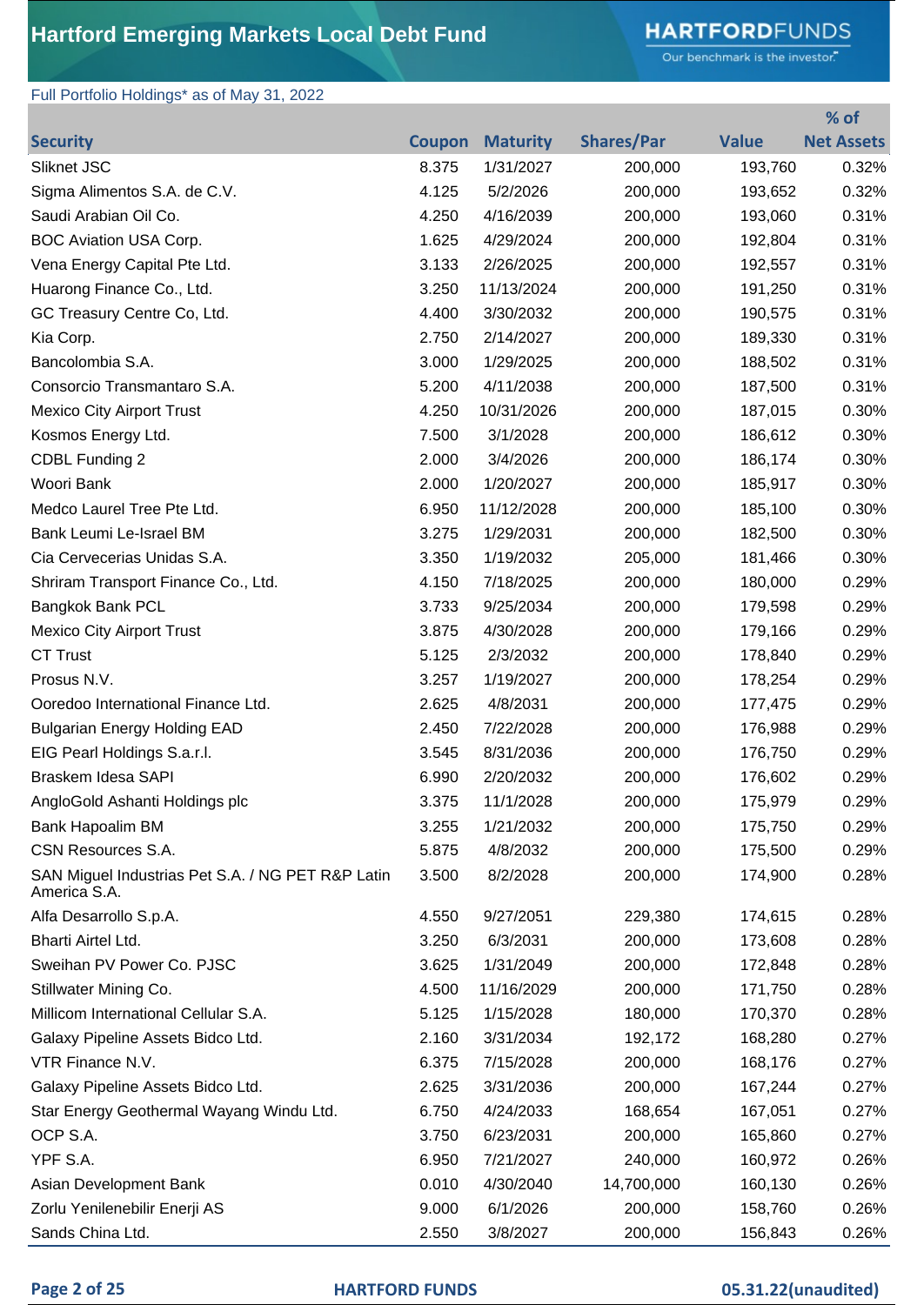# Hartford Emerging Markets Local Debt Fund

Full Portfolio Holdings* as of May 31, 2022

| Security | Coupon | Maturity | Shares/Par | Value | % of Net Assets |
|---|---|---|---|---|---|
| Sliknet JSC | 8.375 | 1/31/2027 | 200,000 | 193,760 | 0.32% |
| Sigma Alimentos S.A. de C.V. | 4.125 | 5/2/2026 | 200,000 | 193,652 | 0.32% |
| Saudi Arabian Oil Co. | 4.250 | 4/16/2039 | 200,000 | 193,060 | 0.31% |
| BOC Aviation USA Corp. | 1.625 | 4/29/2024 | 200,000 | 192,804 | 0.31% |
| Vena Energy Capital Pte Ltd. | 3.133 | 2/26/2025 | 200,000 | 192,557 | 0.31% |
| Huarong Finance Co., Ltd. | 3.250 | 11/13/2024 | 200,000 | 191,250 | 0.31% |
| GC Treasury Centre Co, Ltd. | 4.400 | 3/30/2032 | 200,000 | 190,575 | 0.31% |
| Kia Corp. | 2.750 | 2/14/2027 | 200,000 | 189,330 | 0.31% |
| Bancolombia S.A. | 3.000 | 1/29/2025 | 200,000 | 188,502 | 0.31% |
| Consorcio Transmantaro S.A. | 5.200 | 4/11/2038 | 200,000 | 187,500 | 0.31% |
| Mexico City Airport Trust | 4.250 | 10/31/2026 | 200,000 | 187,015 | 0.30% |
| Kosmos Energy Ltd. | 7.500 | 3/1/2028 | 200,000 | 186,612 | 0.30% |
| CDBL Funding 2 | 2.000 | 3/4/2026 | 200,000 | 186,174 | 0.30% |
| Woori Bank | 2.000 | 1/20/2027 | 200,000 | 185,917 | 0.30% |
| Medco Laurel Tree Pte Ltd. | 6.950 | 11/12/2028 | 200,000 | 185,100 | 0.30% |
| Bank Leumi Le-Israel BM | 3.275 | 1/29/2031 | 200,000 | 182,500 | 0.30% |
| Cia Cervecerias Unidas S.A. | 3.350 | 1/19/2032 | 205,000 | 181,466 | 0.30% |
| Shriram Transport Finance Co., Ltd. | 4.150 | 7/18/2025 | 200,000 | 180,000 | 0.29% |
| Bangkok Bank PCL | 3.733 | 9/25/2034 | 200,000 | 179,598 | 0.29% |
| Mexico City Airport Trust | 3.875 | 4/30/2028 | 200,000 | 179,166 | 0.29% |
| CT Trust | 5.125 | 2/3/2032 | 200,000 | 178,840 | 0.29% |
| Prosus N.V. | 3.257 | 1/19/2027 | 200,000 | 178,254 | 0.29% |
| Ooredoo International Finance Ltd. | 2.625 | 4/8/2031 | 200,000 | 177,475 | 0.29% |
| Bulgarian Energy Holding EAD | 2.450 | 7/22/2028 | 200,000 | 176,988 | 0.29% |
| EIG Pearl Holdings S.a.r.l. | 3.545 | 8/31/2036 | 200,000 | 176,750 | 0.29% |
| Braskem Idesa SAPI | 6.990 | 2/20/2032 | 200,000 | 176,602 | 0.29% |
| AngloGold Ashanti Holdings plc | 3.375 | 11/1/2028 | 200,000 | 175,979 | 0.29% |
| Bank Hapoalim BM | 3.255 | 1/21/2032 | 200,000 | 175,750 | 0.29% |
| CSN Resources S.A. | 5.875 | 4/8/2032 | 200,000 | 175,500 | 0.29% |
| SAN Miguel Industrias Pet S.A. / NG PET R&P Latin America S.A. | 3.500 | 8/2/2028 | 200,000 | 174,900 | 0.28% |
| Alfa Desarrollo S.p.A. | 4.550 | 9/27/2051 | 229,380 | 174,615 | 0.28% |
| Bharti Airtel Ltd. | 3.250 | 6/3/2031 | 200,000 | 173,608 | 0.28% |
| Sweihan PV Power Co. PJSC | 3.625 | 1/31/2049 | 200,000 | 172,848 | 0.28% |
| Stillwater Mining Co. | 4.500 | 11/16/2029 | 200,000 | 171,750 | 0.28% |
| Millicom International Cellular S.A. | 5.125 | 1/15/2028 | 180,000 | 170,370 | 0.28% |
| Galaxy Pipeline Assets Bidco Ltd. | 2.160 | 3/31/2034 | 192,172 | 168,280 | 0.27% |
| VTR Finance N.V. | 6.375 | 7/15/2028 | 200,000 | 168,176 | 0.27% |
| Galaxy Pipeline Assets Bidco Ltd. | 2.625 | 3/31/2036 | 200,000 | 167,244 | 0.27% |
| Star Energy Geothermal Wayang Windu Ltd. | 6.750 | 4/24/2033 | 168,654 | 167,051 | 0.27% |
| OCP S.A. | 3.750 | 6/23/2031 | 200,000 | 165,860 | 0.27% |
| YPF S.A. | 6.950 | 7/21/2027 | 240,000 | 160,972 | 0.26% |
| Asian Development Bank | 0.010 | 4/30/2040 | 14,700,000 | 160,130 | 0.26% |
| Zorlu Yenilenebilir Enerji AS | 9.000 | 6/1/2026 | 200,000 | 158,760 | 0.26% |
| Sands China Ltd. | 2.550 | 3/8/2027 | 200,000 | 156,843 | 0.26% |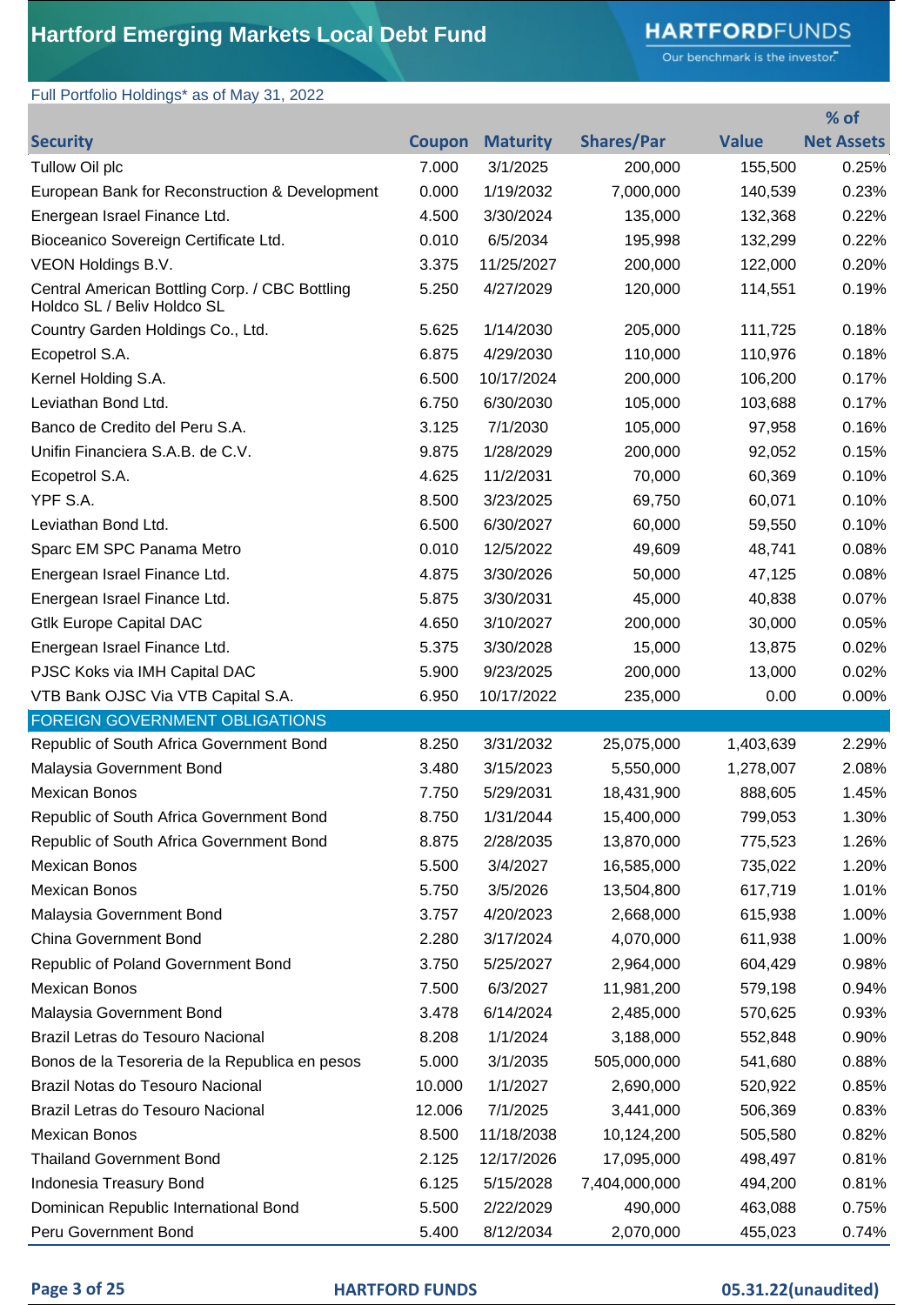# Hartford Emerging Markets Local Debt Fund

Full Portfolio Holdings* as of May 31, 2022

| Security | Coupon | Maturity | Shares/Par | Value | % of Net Assets |
|---|---|---|---|---|---|
| Tullow Oil plc | 7.000 | 3/1/2025 | 200,000 | 155,500 | 0.25% |
| European Bank for Reconstruction & Development | 0.000 | 1/19/2032 | 7,000,000 | 140,539 | 0.23% |
| Energean Israel Finance Ltd. | 4.500 | 3/30/2024 | 135,000 | 132,368 | 0.22% |
| Bioceanico Sovereign Certificate Ltd. | 0.010 | 6/5/2034 | 195,998 | 132,299 | 0.22% |
| VEON Holdings B.V. | 3.375 | 11/25/2027 | 200,000 | 122,000 | 0.20% |
| Central American Bottling Corp. / CBC Bottling Holdco SL / Beliv Holdco SL | 5.250 | 4/27/2029 | 120,000 | 114,551 | 0.19% |
| Country Garden Holdings Co., Ltd. | 5.625 | 1/14/2030 | 205,000 | 111,725 | 0.18% |
| Ecopetrol S.A. | 6.875 | 4/29/2030 | 110,000 | 110,976 | 0.18% |
| Kernel Holding S.A. | 6.500 | 10/17/2024 | 200,000 | 106,200 | 0.17% |
| Leviathan Bond Ltd. | 6.750 | 6/30/2030 | 105,000 | 103,688 | 0.17% |
| Banco de Credito del Peru S.A. | 3.125 | 7/1/2030 | 105,000 | 97,958 | 0.16% |
| Unifin Financiera S.A.B. de C.V. | 9.875 | 1/28/2029 | 200,000 | 92,052 | 0.15% |
| Ecopetrol S.A. | 4.625 | 11/2/2031 | 70,000 | 60,369 | 0.10% |
| YPF S.A. | 8.500 | 3/23/2025 | 69,750 | 60,071 | 0.10% |
| Leviathan Bond Ltd. | 6.500 | 6/30/2027 | 60,000 | 59,550 | 0.10% |
| Sparc EM SPC Panama Metro | 0.010 | 12/5/2022 | 49,609 | 48,741 | 0.08% |
| Energean Israel Finance Ltd. | 4.875 | 3/30/2026 | 50,000 | 47,125 | 0.08% |
| Energean Israel Finance Ltd. | 5.875 | 3/30/2031 | 45,000 | 40,838 | 0.07% |
| Gtlk Europe Capital DAC | 4.650 | 3/10/2027 | 200,000 | 30,000 | 0.05% |
| Energean Israel Finance Ltd. | 5.375 | 3/30/2028 | 15,000 | 13,875 | 0.02% |
| PJSC Koks via IMH Capital DAC | 5.900 | 9/23/2025 | 200,000 | 13,000 | 0.02% |
| VTB Bank OJSC Via VTB Capital S.A. | 6.950 | 10/17/2022 | 235,000 | 0.00 | 0.00% |
| **FOREIGN GOVERNMENT OBLIGATIONS** | | | | | |
| Republic of South Africa Government Bond | 8.250 | 3/31/2032 | 25,075,000 | 1,403,639 | 2.29% |
| Malaysia Government Bond | 3.480 | 3/15/2023 | 5,550,000 | 1,278,007 | 2.08% |
| Mexican Bonos | 7.750 | 5/29/2031 | 18,431,900 | 888,605 | 1.45% |
| Republic of South Africa Government Bond | 8.750 | 1/31/2044 | 15,400,000 | 799,053 | 1.30% |
| Republic of South Africa Government Bond | 8.875 | 2/28/2035 | 13,870,000 | 775,523 | 1.26% |
| Mexican Bonos | 5.500 | 3/4/2027 | 16,585,000 | 735,022 | 1.20% |
| Mexican Bonos | 5.750 | 3/5/2026 | 13,504,800 | 617,719 | 1.01% |
| Malaysia Government Bond | 3.757 | 4/20/2023 | 2,668,000 | 615,938 | 1.00% |
| China Government Bond | 2.280 | 3/17/2024 | 4,070,000 | 611,938 | 1.00% |
| Republic of Poland Government Bond | 3.750 | 5/25/2027 | 2,964,000 | 604,429 | 0.98% |
| Mexican Bonos | 7.500 | 6/3/2027 | 11,981,200 | 579,198 | 0.94% |
| Malaysia Government Bond | 3.478 | 6/14/2024 | 2,485,000 | 570,625 | 0.93% |
| Brazil Letras do Tesouro Nacional | 8.208 | 1/1/2024 | 3,188,000 | 552,848 | 0.90% |
| Bonos de la Tesoreria de la Republica en pesos | 5.000 | 3/1/2035 | 505,000,000 | 541,680 | 0.88% |
| Brazil Notas do Tesouro Nacional | 10.000 | 1/1/2027 | 2,690,000 | 520,922 | 0.85% |
| Brazil Letras do Tesouro Nacional | 12.006 | 7/1/2025 | 3,441,000 | 506,369 | 0.83% |
| Mexican Bonos | 8.500 | 11/18/2038 | 10,124,200 | 505,580 | 0.82% |
| Thailand Government Bond | 2.125 | 12/17/2026 | 17,095,000 | 498,497 | 0.81% |
| Indonesia Treasury Bond | 6.125 | 5/15/2028 | 7,404,000,000 | 494,200 | 0.81% |
| Dominican Republic International Bond | 5.500 | 2/22/2029 | 490,000 | 463,088 | 0.75% |
| Peru Government Bond | 5.400 | 8/12/2034 | 2,070,000 | 455,023 | 0.74% |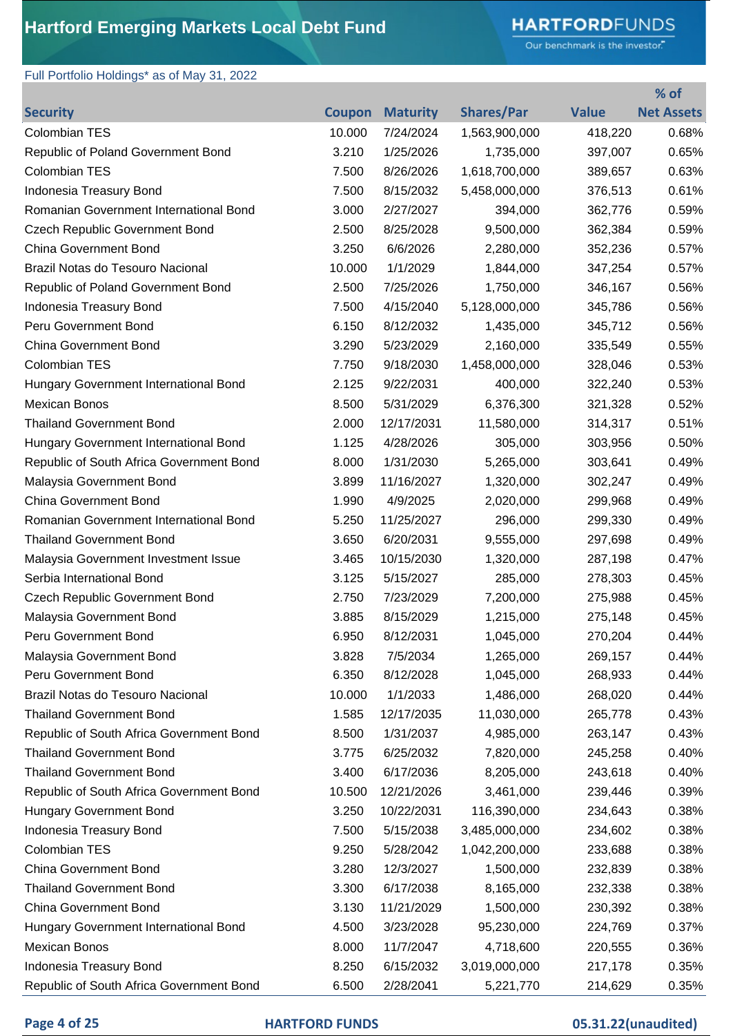# Hartford Emerging Markets Local Debt Fund

Full Portfolio Holdings* as of May 31, 2022

| Security | Coupon | Maturity | Shares/Par | Value | % of Net Assets |
|---|---|---|---|---|---|
| Colombian TES | 10.000 | 7/24/2024 | 1,563,900,000 | 418,220 | 0.68% |
| Republic of Poland Government Bond | 3.210 | 1/25/2026 | 1,735,000 | 397,007 | 0.65% |
| Colombian TES | 7.500 | 8/26/2026 | 1,618,700,000 | 389,657 | 0.63% |
| Indonesia Treasury Bond | 7.500 | 8/15/2032 | 5,458,000,000 | 376,513 | 0.61% |
| Romanian Government International Bond | 3.000 | 2/27/2027 | 394,000 | 362,776 | 0.59% |
| Czech Republic Government Bond | 2.500 | 8/25/2028 | 9,500,000 | 362,384 | 0.59% |
| China Government Bond | 3.250 | 6/6/2026 | 2,280,000 | 352,236 | 0.57% |
| Brazil Notas do Tesouro Nacional | 10.000 | 1/1/2029 | 1,844,000 | 347,254 | 0.57% |
| Republic of Poland Government Bond | 2.500 | 7/25/2026 | 1,750,000 | 346,167 | 0.56% |
| Indonesia Treasury Bond | 7.500 | 4/15/2040 | 5,128,000,000 | 345,786 | 0.56% |
| Peru Government Bond | 6.150 | 8/12/2032 | 1,435,000 | 345,712 | 0.56% |
| China Government Bond | 3.290 | 5/23/2029 | 2,160,000 | 335,549 | 0.55% |
| Colombian TES | 7.750 | 9/18/2030 | 1,458,000,000 | 328,046 | 0.53% |
| Hungary Government International Bond | 2.125 | 9/22/2031 | 400,000 | 322,240 | 0.53% |
| Mexican Bonos | 8.500 | 5/31/2029 | 6,376,300 | 321,328 | 0.52% |
| Thailand Government Bond | 2.000 | 12/17/2031 | 11,580,000 | 314,317 | 0.51% |
| Hungary Government International Bond | 1.125 | 4/28/2026 | 305,000 | 303,956 | 0.50% |
| Republic of South Africa Government Bond | 8.000 | 1/31/2030 | 5,265,000 | 303,641 | 0.49% |
| Malaysia Government Bond | 3.899 | 11/16/2027 | 1,320,000 | 302,247 | 0.49% |
| China Government Bond | 1.990 | 4/9/2025 | 2,020,000 | 299,968 | 0.49% |
| Romanian Government International Bond | 5.250 | 11/25/2027 | 296,000 | 299,330 | 0.49% |
| Thailand Government Bond | 3.650 | 6/20/2031 | 9,555,000 | 297,698 | 0.49% |
| Malaysia Government Investment Issue | 3.465 | 10/15/2030 | 1,320,000 | 287,198 | 0.47% |
| Serbia International Bond | 3.125 | 5/15/2027 | 285,000 | 278,303 | 0.45% |
| Czech Republic Government Bond | 2.750 | 7/23/2029 | 7,200,000 | 275,988 | 0.45% |
| Malaysia Government Bond | 3.885 | 8/15/2029 | 1,215,000 | 275,148 | 0.45% |
| Peru Government Bond | 6.950 | 8/12/2031 | 1,045,000 | 270,204 | 0.44% |
| Malaysia Government Bond | 3.828 | 7/5/2034 | 1,265,000 | 269,157 | 0.44% |
| Peru Government Bond | 6.350 | 8/12/2028 | 1,045,000 | 268,933 | 0.44% |
| Brazil Notas do Tesouro Nacional | 10.000 | 1/1/2033 | 1,486,000 | 268,020 | 0.44% |
| Thailand Government Bond | 1.585 | 12/17/2035 | 11,030,000 | 265,778 | 0.43% |
| Republic of South Africa Government Bond | 8.500 | 1/31/2037 | 4,985,000 | 263,147 | 0.43% |
| Thailand Government Bond | 3.775 | 6/25/2032 | 7,820,000 | 245,258 | 0.40% |
| Thailand Government Bond | 3.400 | 6/17/2036 | 8,205,000 | 243,618 | 0.40% |
| Republic of South Africa Government Bond | 10.500 | 12/21/2026 | 3,461,000 | 239,446 | 0.39% |
| Hungary Government Bond | 3.250 | 10/22/2031 | 116,390,000 | 234,643 | 0.38% |
| Indonesia Treasury Bond | 7.500 | 5/15/2038 | 3,485,000,000 | 234,602 | 0.38% |
| Colombian TES | 9.250 | 5/28/2042 | 1,042,200,000 | 233,688 | 0.38% |
| China Government Bond | 3.280 | 12/3/2027 | 1,500,000 | 232,839 | 0.38% |
| Thailand Government Bond | 3.300 | 6/17/2038 | 8,165,000 | 232,338 | 0.38% |
| China Government Bond | 3.130 | 11/21/2029 | 1,500,000 | 230,392 | 0.38% |
| Hungary Government International Bond | 4.500 | 3/23/2028 | 95,230,000 | 224,769 | 0.37% |
| Mexican Bonos | 8.000 | 11/7/2047 | 4,718,600 | 220,555 | 0.36% |
| Indonesia Treasury Bond | 8.250 | 6/15/2032 | 3,019,000,000 | 217,178 | 0.35% |
| Republic of South Africa Government Bond | 6.500 | 2/28/2041 | 5,221,770 | 214,629 | 0.35% |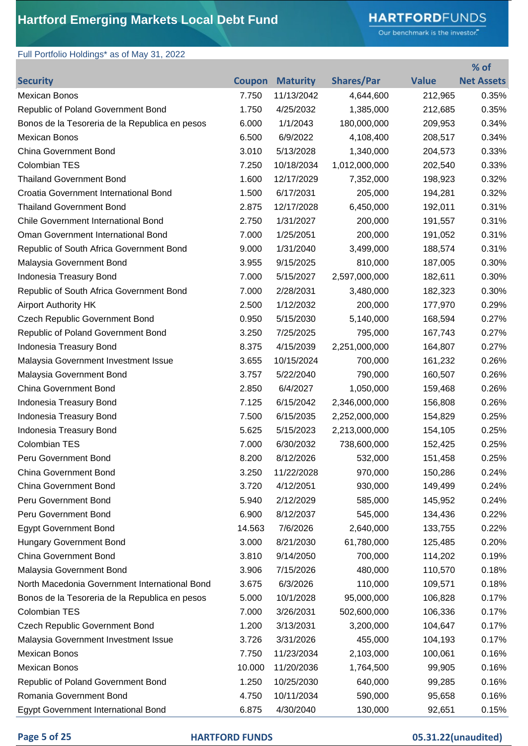# Hartford Emerging Markets Local Debt Fund

Full Portfolio Holdings* as of May 31, 2022

| Security | Coupon | Maturity | Shares/Par | Value | % of Net Assets |
|---|---|---|---|---|---|
| Mexican Bonos | 7.750 | 11/13/2042 | 4,644,600 | 212,965 | 0.35% |
| Republic of Poland Government Bond | 1.750 | 4/25/2032 | 1,385,000 | 212,685 | 0.35% |
| Bonos de la Tesoreria de la Republica en pesos | 6.000 | 1/1/2043 | 180,000,000 | 209,953 | 0.34% |
| Mexican Bonos | 6.500 | 6/9/2022 | 4,108,400 | 208,517 | 0.34% |
| China Government Bond | 3.010 | 5/13/2028 | 1,340,000 | 204,573 | 0.33% |
| Colombian TES | 7.250 | 10/18/2034 | 1,012,000,000 | 202,540 | 0.33% |
| Thailand Government Bond | 1.600 | 12/17/2029 | 7,352,000 | 198,923 | 0.32% |
| Croatia Government International Bond | 1.500 | 6/17/2031 | 205,000 | 194,281 | 0.32% |
| Thailand Government Bond | 2.875 | 12/17/2028 | 6,450,000 | 192,011 | 0.31% |
| Chile Government International Bond | 2.750 | 1/31/2027 | 200,000 | 191,557 | 0.31% |
| Oman Government International Bond | 7.000 | 1/25/2051 | 200,000 | 191,052 | 0.31% |
| Republic of South Africa Government Bond | 9.000 | 1/31/2040 | 3,499,000 | 188,574 | 0.31% |
| Malaysia Government Bond | 3.955 | 9/15/2025 | 810,000 | 187,005 | 0.30% |
| Indonesia Treasury Bond | 7.000 | 5/15/2027 | 2,597,000,000 | 182,611 | 0.30% |
| Republic of South Africa Government Bond | 7.000 | 2/28/2031 | 3,480,000 | 182,323 | 0.30% |
| Airport Authority HK | 2.500 | 1/12/2032 | 200,000 | 177,970 | 0.29% |
| Czech Republic Government Bond | 0.950 | 5/15/2030 | 5,140,000 | 168,594 | 0.27% |
| Republic of Poland Government Bond | 3.250 | 7/25/2025 | 795,000 | 167,743 | 0.27% |
| Indonesia Treasury Bond | 8.375 | 4/15/2039 | 2,251,000,000 | 164,807 | 0.27% |
| Malaysia Government Investment Issue | 3.655 | 10/15/2024 | 700,000 | 161,232 | 0.26% |
| Malaysia Government Bond | 3.757 | 5/22/2040 | 790,000 | 160,507 | 0.26% |
| China Government Bond | 2.850 | 6/4/2027 | 1,050,000 | 159,468 | 0.26% |
| Indonesia Treasury Bond | 7.125 | 6/15/2042 | 2,346,000,000 | 156,808 | 0.26% |
| Indonesia Treasury Bond | 7.500 | 6/15/2035 | 2,252,000,000 | 154,829 | 0.25% |
| Indonesia Treasury Bond | 5.625 | 5/15/2023 | 2,213,000,000 | 154,105 | 0.25% |
| Colombian TES | 7.000 | 6/30/2032 | 738,600,000 | 152,425 | 0.25% |
| Peru Government Bond | 8.200 | 8/12/2026 | 532,000 | 151,458 | 0.25% |
| China Government Bond | 3.250 | 11/22/2028 | 970,000 | 150,286 | 0.24% |
| China Government Bond | 3.720 | 4/12/2051 | 930,000 | 149,499 | 0.24% |
| Peru Government Bond | 5.940 | 2/12/2029 | 585,000 | 145,952 | 0.24% |
| Peru Government Bond | 6.900 | 8/12/2037 | 545,000 | 134,436 | 0.22% |
| Egypt Government Bond | 14.563 | 7/6/2026 | 2,640,000 | 133,755 | 0.22% |
| Hungary Government Bond | 3.000 | 8/21/2030 | 61,780,000 | 125,485 | 0.20% |
| China Government Bond | 3.810 | 9/14/2050 | 700,000 | 114,202 | 0.19% |
| Malaysia Government Bond | 3.906 | 7/15/2026 | 480,000 | 110,570 | 0.18% |
| North Macedonia Government International Bond | 3.675 | 6/3/2026 | 110,000 | 109,571 | 0.18% |
| Bonos de la Tesoreria de la Republica en pesos | 5.000 | 10/1/2028 | 95,000,000 | 106,828 | 0.17% |
| Colombian TES | 7.000 | 3/26/2031 | 502,600,000 | 106,336 | 0.17% |
| Czech Republic Government Bond | 1.200 | 3/13/2031 | 3,200,000 | 104,647 | 0.17% |
| Malaysia Government Investment Issue | 3.726 | 3/31/2026 | 455,000 | 104,193 | 0.17% |
| Mexican Bonos | 7.750 | 11/23/2034 | 2,103,000 | 100,061 | 0.16% |
| Mexican Bonos | 10.000 | 11/20/2036 | 1,764,500 | 99,905 | 0.16% |
| Republic of Poland Government Bond | 1.250 | 10/25/2030 | 640,000 | 99,285 | 0.16% |
| Romania Government Bond | 4.750 | 10/11/2034 | 590,000 | 95,658 | 0.16% |
| Egypt Government International Bond | 6.875 | 4/30/2040 | 130,000 | 92,651 | 0.15% |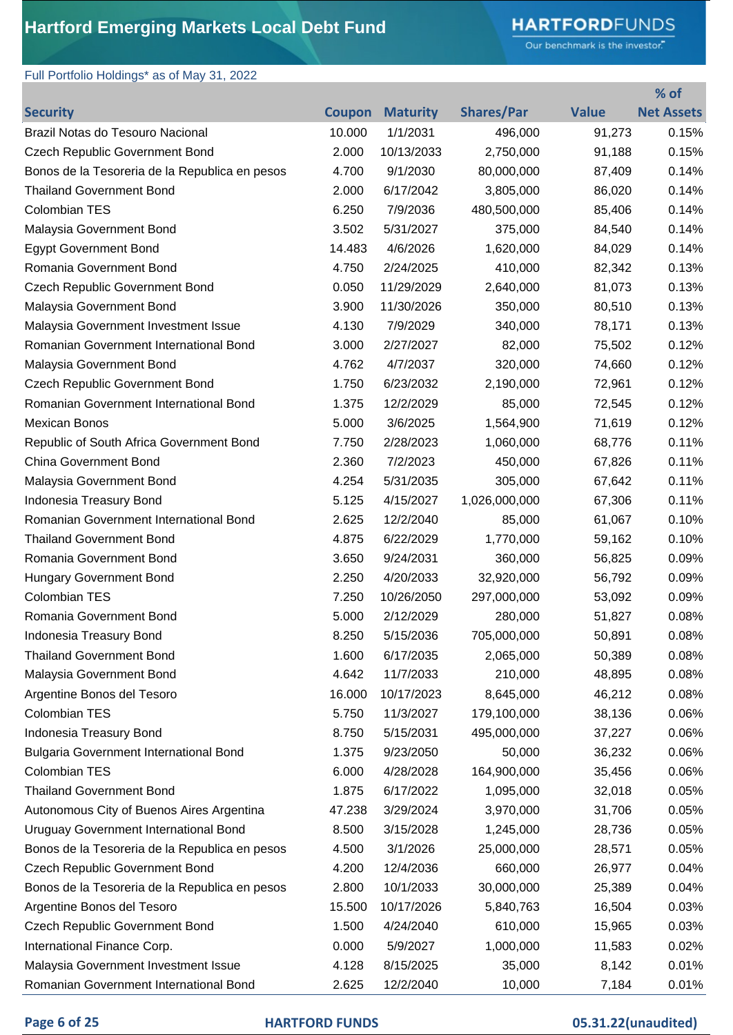# Hartford Emerging Markets Local Debt Fund

Full Portfolio Holdings* as of May 31, 2022

| Security | Coupon | Maturity | Shares/Par | Value | % of Net Assets |
|---|---|---|---|---|---|
| Brazil Notas do Tesouro Nacional | 10.000 | 1/1/2031 | 496,000 | 91,273 | 0.15% |
| Czech Republic Government Bond | 2.000 | 10/13/2033 | 2,750,000 | 91,188 | 0.15% |
| Bonos de la Tesoreria de la Republica en pesos | 4.700 | 9/1/2030 | 80,000,000 | 87,409 | 0.14% |
| Thailand Government Bond | 2.000 | 6/17/2042 | 3,805,000 | 86,020 | 0.14% |
| Colombian TES | 6.250 | 7/9/2036 | 480,500,000 | 85,406 | 0.14% |
| Malaysia Government Bond | 3.502 | 5/31/2027 | 375,000 | 84,540 | 0.14% |
| Egypt Government Bond | 14.483 | 4/6/2026 | 1,620,000 | 84,029 | 0.14% |
| Romania Government Bond | 4.750 | 2/24/2025 | 410,000 | 82,342 | 0.13% |
| Czech Republic Government Bond | 0.050 | 11/29/2029 | 2,640,000 | 81,073 | 0.13% |
| Malaysia Government Bond | 3.900 | 11/30/2026 | 350,000 | 80,510 | 0.13% |
| Malaysia Government Investment Issue | 4.130 | 7/9/2029 | 340,000 | 78,171 | 0.13% |
| Romanian Government International Bond | 3.000 | 2/27/2027 | 82,000 | 75,502 | 0.12% |
| Malaysia Government Bond | 4.762 | 4/7/2037 | 320,000 | 74,660 | 0.12% |
| Czech Republic Government Bond | 1.750 | 6/23/2032 | 2,190,000 | 72,961 | 0.12% |
| Romanian Government International Bond | 1.375 | 12/2/2029 | 85,000 | 72,545 | 0.12% |
| Mexican Bonos | 5.000 | 3/6/2025 | 1,564,900 | 71,619 | 0.12% |
| Republic of South Africa Government Bond | 7.750 | 2/28/2023 | 1,060,000 | 68,776 | 0.11% |
| China Government Bond | 2.360 | 7/2/2023 | 450,000 | 67,826 | 0.11% |
| Malaysia Government Bond | 4.254 | 5/31/2035 | 305,000 | 67,642 | 0.11% |
| Indonesia Treasury Bond | 5.125 | 4/15/2027 | 1,026,000,000 | 67,306 | 0.11% |
| Romanian Government International Bond | 2.625 | 12/2/2040 | 85,000 | 61,067 | 0.10% |
| Thailand Government Bond | 4.875 | 6/22/2029 | 1,770,000 | 59,162 | 0.10% |
| Romania Government Bond | 3.650 | 9/24/2031 | 360,000 | 56,825 | 0.09% |
| Hungary Government Bond | 2.250 | 4/20/2033 | 32,920,000 | 56,792 | 0.09% |
| Colombian TES | 7.250 | 10/26/2050 | 297,000,000 | 53,092 | 0.09% |
| Romania Government Bond | 5.000 | 2/12/2029 | 280,000 | 51,827 | 0.08% |
| Indonesia Treasury Bond | 8.250 | 5/15/2036 | 705,000,000 | 50,891 | 0.08% |
| Thailand Government Bond | 1.600 | 6/17/2035 | 2,065,000 | 50,389 | 0.08% |
| Malaysia Government Bond | 4.642 | 11/7/2033 | 210,000 | 48,895 | 0.08% |
| Argentine Bonos del Tesoro | 16.000 | 10/17/2023 | 8,645,000 | 46,212 | 0.08% |
| Colombian TES | 5.750 | 11/3/2027 | 179,100,000 | 38,136 | 0.06% |
| Indonesia Treasury Bond | 8.750 | 5/15/2031 | 495,000,000 | 37,227 | 0.06% |
| Bulgaria Government International Bond | 1.375 | 9/23/2050 | 50,000 | 36,232 | 0.06% |
| Colombian TES | 6.000 | 4/28/2028 | 164,900,000 | 35,456 | 0.06% |
| Thailand Government Bond | 1.875 | 6/17/2022 | 1,095,000 | 32,018 | 0.05% |
| Autonomous City of Buenos Aires Argentina | 47.238 | 3/29/2024 | 3,970,000 | 31,706 | 0.05% |
| Uruguay Government International Bond | 8.500 | 3/15/2028 | 1,245,000 | 28,736 | 0.05% |
| Bonos de la Tesoreria de la Republica en pesos | 4.500 | 3/1/2026 | 25,000,000 | 28,571 | 0.05% |
| Czech Republic Government Bond | 4.200 | 12/4/2036 | 660,000 | 26,977 | 0.04% |
| Bonos de la Tesoreria de la Republica en pesos | 2.800 | 10/1/2033 | 30,000,000 | 25,389 | 0.04% |
| Argentine Bonos del Tesoro | 15.500 | 10/17/2026 | 5,840,763 | 16,504 | 0.03% |
| Czech Republic Government Bond | 1.500 | 4/24/2040 | 610,000 | 15,965 | 0.03% |
| International Finance Corp. | 0.000 | 5/9/2027 | 1,000,000 | 11,583 | 0.02% |
| Malaysia Government Investment Issue | 4.128 | 8/15/2025 | 35,000 | 8,142 | 0.01% |
| Romanian Government International Bond | 2.625 | 12/2/2040 | 10,000 | 7,184 | 0.01% |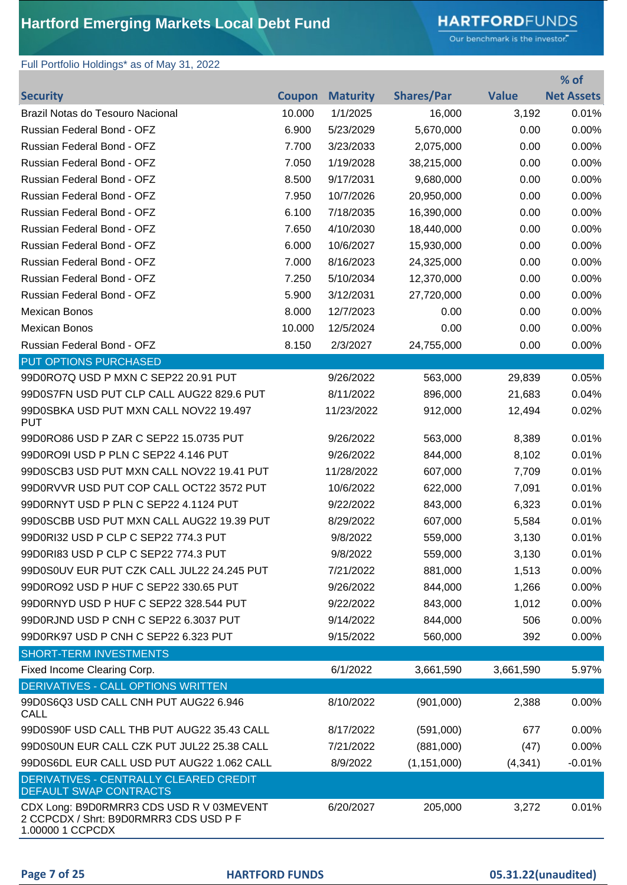# Hartford Emerging Markets Local Debt Fund

Full Portfolio Holdings* as of May 31, 2022

| Security | Coupon | Maturity | Shares/Par | Value | % of Net Assets |
|---|---|---|---|---|---|
| Brazil Notas do Tesouro Nacional | 10.000 | 1/1/2025 | 16,000 | 3,192 | 0.01% |
| Russian Federal Bond - OFZ | 6.900 | 5/23/2029 | 5,670,000 | 0.00 | 0.00% |
| Russian Federal Bond - OFZ | 7.700 | 3/23/2033 | 2,075,000 | 0.00 | 0.00% |
| Russian Federal Bond - OFZ | 7.050 | 1/19/2028 | 38,215,000 | 0.00 | 0.00% |
| Russian Federal Bond - OFZ | 8.500 | 9/17/2031 | 9,680,000 | 0.00 | 0.00% |
| Russian Federal Bond - OFZ | 7.950 | 10/7/2026 | 20,950,000 | 0.00 | 0.00% |
| Russian Federal Bond - OFZ | 6.100 | 7/18/2035 | 16,390,000 | 0.00 | 0.00% |
| Russian Federal Bond - OFZ | 7.650 | 4/10/2030 | 18,440,000 | 0.00 | 0.00% |
| Russian Federal Bond - OFZ | 6.000 | 10/6/2027 | 15,930,000 | 0.00 | 0.00% |
| Russian Federal Bond - OFZ | 7.000 | 8/16/2023 | 24,325,000 | 0.00 | 0.00% |
| Russian Federal Bond - OFZ | 7.250 | 5/10/2034 | 12,370,000 | 0.00 | 0.00% |
| Russian Federal Bond - OFZ | 5.900 | 3/12/2031 | 27,720,000 | 0.00 | 0.00% |
| Mexican Bonos | 8.000 | 12/7/2023 | 0.00 | 0.00 | 0.00% |
| Mexican Bonos | 10.000 | 12/5/2024 | 0.00 | 0.00 | 0.00% |
| Russian Federal Bond - OFZ | 8.150 | 2/3/2027 | 24,755,000 | 0.00 | 0.00% |
| **PUT OPTIONS PURCHASED** | | | | | |
| 99D0RO7Q USD P MXN C SEP22 20.91 PUT | | 9/26/2022 | 563,000 | 29,839 | 0.05% |
| 99D0S7FN USD PUT CLP CALL AUG22 829.6 PUT | | 8/11/2022 | 896,000 | 21,683 | 0.04% |
| 99D0SBKA USD PUT MXN CALL NOV22 19.497 PUT | | 11/23/2022 | 912,000 | 12,494 | 0.02% |
| 99D0RO86 USD P ZAR C SEP22 15.0735 PUT | | 9/26/2022 | 563,000 | 8,389 | 0.01% |
| 99D0RO9I USD P PLN C SEP22 4.146 PUT | | 9/26/2022 | 844,000 | 8,102 | 0.01% |
| 99D0SCB3 USD PUT MXN CALL NOV22 19.41 PUT | | 11/28/2022 | 607,000 | 7,709 | 0.01% |
| 99D0RVVR USD PUT COP CALL OCT22 3572 PUT | | 10/6/2022 | 622,000 | 7,091 | 0.01% |
| 99D0RNYT USD P PLN C SEP22 4.1124 PUT | | 9/22/2022 | 843,000 | 6,323 | 0.01% |
| 99D0SCBB USD PUT MXN CALL AUG22 19.39 PUT | | 8/29/2022 | 607,000 | 5,584 | 0.01% |
| 99D0RI32 USD P CLP C SEP22 774.3 PUT | | 9/8/2022 | 559,000 | 3,130 | 0.01% |
| 99D0RI83 USD P CLP C SEP22 774.3 PUT | | 9/8/2022 | 559,000 | 3,130 | 0.01% |
| 99D0S0UV EUR PUT CZK CALL JUL22 24.245 PUT | | 7/21/2022 | 881,000 | 1,513 | 0.00% |
| 99D0RO92 USD P HUF C SEP22 330.65 PUT | | 9/26/2022 | 844,000 | 1,266 | 0.00% |
| 99D0RNYD USD P HUF C SEP22 328.544 PUT | | 9/22/2022 | 843,000 | 1,012 | 0.00% |
| 99D0RJND USD P CNH C SEP22 6.3037 PUT | | 9/14/2022 | 844,000 | 506 | 0.00% |
| 99D0RK97 USD P CNH C SEP22 6.323 PUT | | 9/15/2022 | 560,000 | 392 | 0.00% |
| **SHORT-TERM INVESTMENTS** | | | | | |
| Fixed Income Clearing Corp. | | 6/1/2022 | 3,661,590 | 3,661,590 | 5.97% |
| **DERIVATIVES - CALL OPTIONS WRITTEN** | | | | | |
| 99D0S6Q3 USD CALL CNH PUT AUG22 6.946 CALL | | 8/10/2022 | (901,000) | 2,388 | 0.00% |
| 99D0S90F USD CALL THB PUT AUG22 35.43 CALL | | 8/17/2022 | (591,000) | 677 | 0.00% |
| 99D0S0UN EUR CALL CZK PUT JUL22 25.38 CALL | | 7/21/2022 | (881,000) | (47) | 0.00% |
| 99D0S6DL EUR CALL USD PUT AUG22 1.062 CALL | | 8/9/2022 | (1,151,000) | (4,341) | -0.01% |
| **DERIVATIVES - CENTRALLY CLEARED CREDIT DEFAULT SWAP CONTRACTS** | | | | | |
| CDX Long: B9D0RMRR3 CDS USD R V 03MEVENT 2 CCPCDX / Shrt: B9D0RMRR3 CDS USD P F 1.00000 1 CCPCDX | | 6/20/2027 | 205,000 | 3,272 | 0.01% |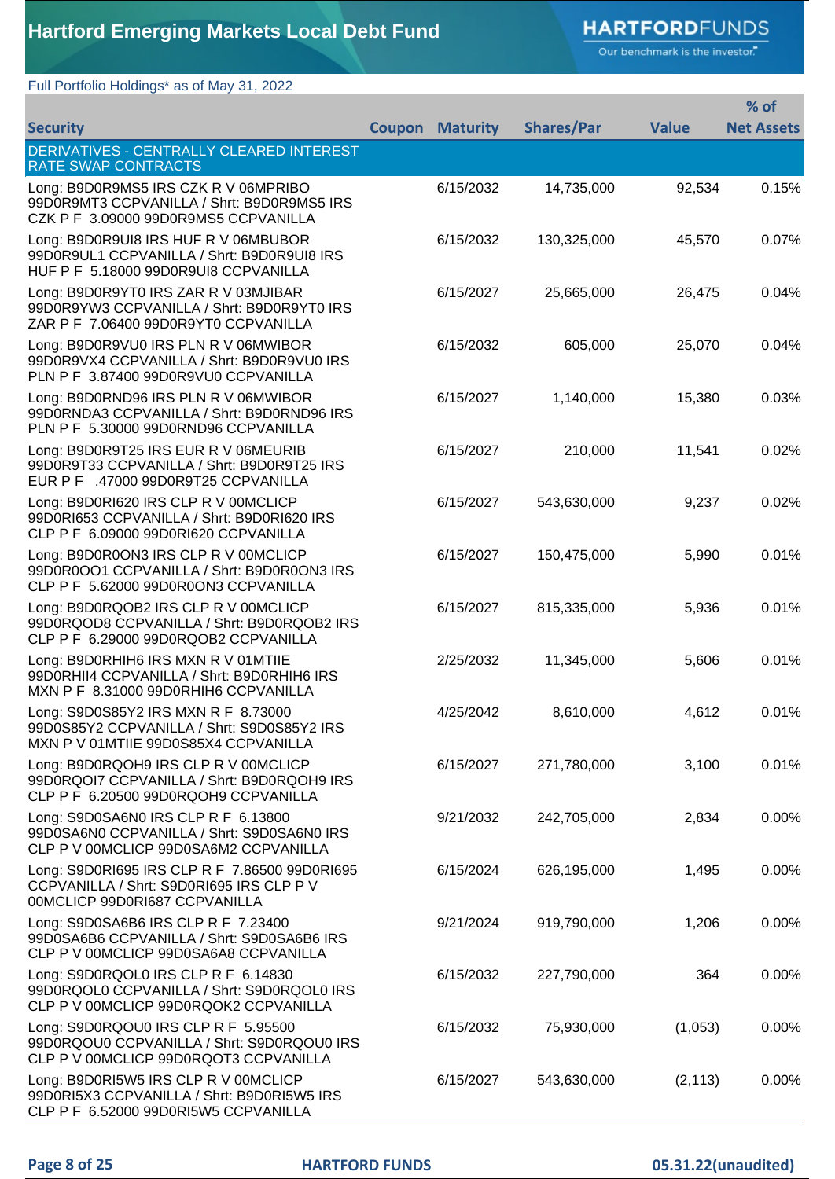# Hartford Emerging Markets Local Debt Fund

Full Portfolio Holdings* as of May 31, 2022

| Security | Coupon | Maturity | Shares/Par | Value | % of Net Assets |
|---|---|---|---|---|---|
| **DERIVATIVES - CENTRALLY CLEARED INTEREST RATE SWAP CONTRACTS** | | | | | |
| Long: B9D0R9MS5 IRS CZK R V 06MPRIBO 99D0R9MT3 CCPVANILLA / Shrt: B9D0R9MS5 IRS CZK P F 3.09000 99D0R9MS5 CCPVANILLA | | 6/15/2032 | 14,735,000 | 92,534 | 0.15% |
| Long: B9D0R9UI8 IRS HUF R V 06MBUBOR 99D0R9UL1 CCPVANILLA / Shrt: B9D0R9UI8 IRS HUF P F 5.18000 99D0R9UI8 CCPVANILLA | | 6/15/2032 | 130,325,000 | 45,570 | 0.07% |
| Long: B9D0R9YT0 IRS ZAR R V 03MJIBAR 99D0R9YW3 CCPVANILLA / Shrt: B9D0R9YT0 IRS ZAR P F 7.06400 99D0R9YT0 CCPVANILLA | | 6/15/2027 | 25,665,000 | 26,475 | 0.04% |
| Long: B9D0R9VU0 IRS PLN R V 06MWIBOR 99D0R9VX4 CCPVANILLA / Shrt: B9D0R9VU0 IRS PLN P F 3.87400 99D0R9VU0 CCPVANILLA | | 6/15/2032 | 605,000 | 25,070 | 0.04% |
| Long: B9D0RND96 IRS PLN R V 06MWIBOR 99D0RNDA3 CCPVANILLA / Shrt: B9D0RND96 IRS PLN P F 5.30000 99D0RND96 CCPVANILLA | | 6/15/2027 | 1,140,000 | 15,380 | 0.03% |
| Long: B9D0R9T25 IRS EUR R V 06MEURIB 99D0R9T33 CCPVANILLA / Shrt: B9D0R9T25 IRS EUR P F .47000 99D0R9T25 CCPVANILLA | | 6/15/2027 | 210,000 | 11,541 | 0.02% |
| Long: B9D0RI620 IRS CLP R V 00MCLICP 99D0RI653 CCPVANILLA / Shrt: B9D0RI620 IRS CLP P F 6.09000 99D0RI620 CCPVANILLA | | 6/15/2027 | 543,630,000 | 9,237 | 0.02% |
| Long: B9D0R0ON3 IRS CLP R V 00MCLICP 99D0R0OO1 CCPVANILLA / Shrt: B9D0R0ON3 IRS CLP P F 5.62000 99D0R0ON3 CCPVANILLA | | 6/15/2027 | 150,475,000 | 5,990 | 0.01% |
| Long: B9D0RQOB2 IRS CLP R V 00MCLICP 99D0RQOD8 CCPVANILLA / Shrt: B9D0RQOB2 IRS CLP P F 6.29000 99D0RQOB2 CCPVANILLA | | 6/15/2027 | 815,335,000 | 5,936 | 0.01% |
| Long: B9D0RHIH6 IRS MXN R V 01MTIIE 99D0RHII4 CCPVANILLA / Shrt: B9D0RHIH6 IRS MXN P F 8.31000 99D0RHIH6 CCPVANILLA | | 2/25/2032 | 11,345,000 | 5,606 | 0.01% |
| Long: S9D0S85Y2 IRS MXN R F 8.73000 99D0S85Y2 CCPVANILLA / Shrt: S9D0S85Y2 IRS MXN P V 01MTIIE 99D0S85X4 CCPVANILLA | | 4/25/2042 | 8,610,000 | 4,612 | 0.01% |
| Long: B9D0RQOH9 IRS CLP R V 00MCLICP 99D0RQOI7 CCPVANILLA / Shrt: B9D0RQOH9 IRS CLP P F 6.20500 99D0RQOH9 CCPVANILLA | | 6/15/2027 | 271,780,000 | 3,100 | 0.01% |
| Long: S9D0SA6N0 IRS CLP R F 6.13800 99D0SA6N0 CCPVANILLA / Shrt: S9D0SA6N0 IRS CLP P V 00MCLICP 99D0SA6M2 CCPVANILLA | | 9/21/2032 | 242,705,000 | 2,834 | 0.00% |
| Long: S9D0RI695 IRS CLP R F 7.86500 99D0RI695 CCPVANILLA / Shrt: S9D0RI695 IRS CLP P V 00MCLICP 99D0RI687 CCPVANILLA | | 6/15/2024 | 626,195,000 | 1,495 | 0.00% |
| Long: S9D0SA6B6 IRS CLP R F 7.23400 99D0SA6B6 CCPVANILLA / Shrt: S9D0SA6B6 IRS CLP P V 00MCLICP 99D0SA6A8 CCPVANILLA | | 9/21/2024 | 919,790,000 | 1,206 | 0.00% |
| Long: S9D0RQOL0 IRS CLP R F 6.14830 99D0RQOL0 CCPVANILLA / Shrt: S9D0RQOL0 IRS CLP P V 00MCLICP 99D0RQOK2 CCPVANILLA | | 6/15/2032 | 227,790,000 | 364 | 0.00% |
| Long: S9D0RQOU0 IRS CLP R F 5.95500 99D0RQOU0 CCPVANILLA / Shrt: S9D0RQOU0 IRS CLP P V 00MCLICP 99D0RQOT3 CCPVANILLA | | 6/15/2032 | 75,930,000 | (1,053) | 0.00% |
| Long: B9D0RI5W5 IRS CLP R V 00MCLICP 99D0RI5X3 CCPVANILLA / Shrt: B9D0RI5W5 IRS CLP P F 6.52000 99D0RI5W5 CCPVANILLA | | 6/15/2027 | 543,630,000 | (2,113) | 0.00% |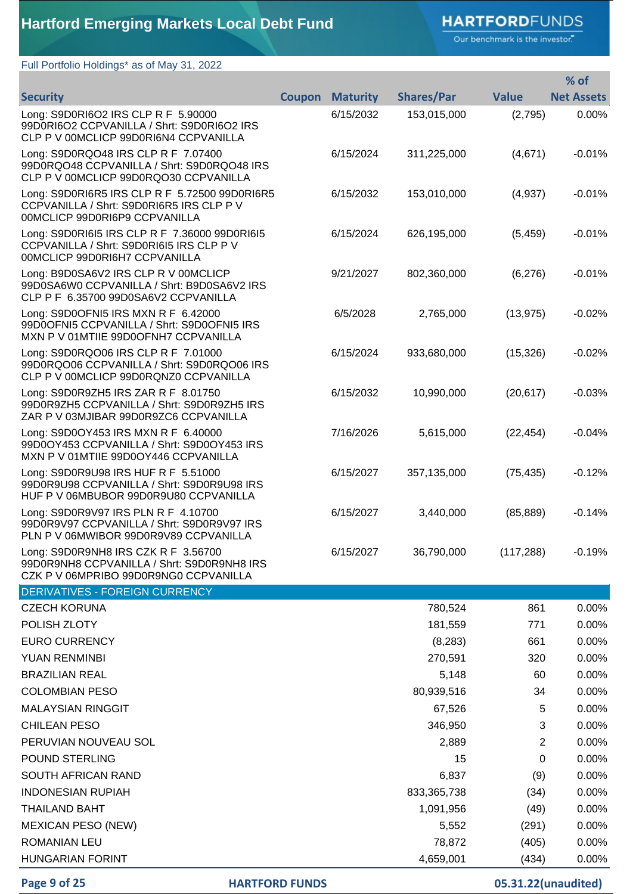Full Portfolio Holdings* as of May 31, 2022

| Security | Coupon | Maturity | Shares/Par | Value | % of Net Assets |
|---|---|---|---|---|---|
| Long: S9D0RI6O2 IRS CLP R F 5.90000 99D0RI6O2 CCPVANILLA / Shrt: S9D0RI6O2 IRS CLP P V 00MCLICP 99D0RI6N4 CCPVANILLA | | 6/15/2032 | 153,015,000 | (2,795) | 0.00% |
| Long: S9D0RQO48 IRS CLP R F 7.07400 99D0RQO48 CCPVANILLA / Shrt: S9D0RQO48 IRS CLP P V 00MCLICP 99D0RQO30 CCPVANILLA | | 6/15/2024 | 311,225,000 | (4,671) | -0.01% |
| Long: S9D0RI6R5 IRS CLP R F 5.72500 99D0RI6R5 CCPVANILLA / Shrt: S9D0RI6R5 IRS CLP P V 00MCLICP 99D0RI6P9 CCPVANILLA | | 6/15/2032 | 153,010,000 | (4,937) | -0.01% |
| Long: S9D0RI6I5 IRS CLP R F 7.36000 99D0RI6I5 CCPVANILLA / Shrt: S9D0RI6I5 IRS CLP P V 00MCLICP 99D0RI6H7 CCPVANILLA | | 6/15/2024 | 626,195,000 | (5,459) | -0.01% |
| Long: B9D0SA6V2 IRS CLP R V 00MCLICP 99D0SA6W0 CCPVANILLA / Shrt: B9D0SA6V2 IRS CLP P F 6.35700 99D0SA6V2 CCPVANILLA | | 9/21/2027 | 802,360,000 | (6,276) | -0.01% |
| Long: S9D0OFNI5 IRS MXN R F 6.42000 99D0OFNI5 CCPVANILLA / Shrt: S9D0OFNI5 IRS MXN P V 01MTIIE 99D0OFNH7 CCPVANILLA | | 6/5/2028 | 2,765,000 | (13,975) | -0.02% |
| Long: S9D0RQO06 IRS CLP R F 7.01000 99D0RQO06 CCPVANILLA / Shrt: S9D0RQO06 IRS CLP P V 00MCLICP 99D0RQNZ0 CCPVANILLA | | 6/15/2024 | 933,680,000 | (15,326) | -0.02% |
| Long: S9D0R9ZH5 IRS ZAR R F 8.01750 99D0R9ZH5 CCPVANILLA / Shrt: S9D0R9ZH5 IRS ZAR P V 03MJIBAR 99D0R9ZC6 CCPVANILLA | | 6/15/2032 | 10,990,000 | (20,617) | -0.03% |
| Long: S9D0OY453 IRS MXN R F 6.40000 99D0OY453 CCPVANILLA / Shrt: S9D0OY453 IRS MXN P V 01MTIIE 99D0OY446 CCPVANILLA | | 7/16/2026 | 5,615,000 | (22,454) | -0.04% |
| Long: S9D0R9U98 IRS HUF R F 5.51000 99D0R9U98 CCPVANILLA / Shrt: S9D0R9U98 IRS HUF P V 06MBUBOR 99D0R9U80 CCPVANILLA | | 6/15/2027 | 357,135,000 | (75,435) | -0.12% |
| Long: S9D0R9V97 IRS PLN R F 4.10700 99D0R9V97 CCPVANILLA / Shrt: S9D0R9V97 IRS PLN P V 06MWIBOR 99D0R9V89 CCPVANILLA | | 6/15/2027 | 3,440,000 | (85,889) | -0.14% |
| Long: S9D0R9NH8 IRS CZK R F 3.56700 99D0R9NH8 CCPVANILLA / Shrt: S9D0R9NH8 IRS CZK P V 06MPRIBO 99D0R9NG0 CCPVANILLA | | 6/15/2027 | 36,790,000 | (117,288) | -0.19% |
| DERIVATIVES - FOREIGN CURRENCY | | | | | |
| CZECH KORUNA | | | 780,524 | 861 | 0.00% |
| POLISH ZLOTY | | | 181,559 | 771 | 0.00% |
| EURO CURRENCY | | | (8,283) | 661 | 0.00% |
| YUAN RENMINBI | | | 270,591 | 320 | 0.00% |
| BRAZILIAN REAL | | | 5,148 | 60 | 0.00% |
| COLOMBIAN PESO | | | 80,939,516 | 34 | 0.00% |
| MALAYSIAN RINGGIT | | | 67,526 | 5 | 0.00% |
| CHILEAN PESO | | | 346,950 | 3 | 0.00% |
| PERUVIAN NOUVEAU SOL | | | 2,889 | 2 | 0.00% |
| POUND STERLING | | | 15 | 0 | 0.00% |
| SOUTH AFRICAN RAND | | | 6,837 | (9) | 0.00% |
| INDONESIAN RUPIAH | | | 833,365,738 | (34) | 0.00% |
| THAILAND BAHT | | | 1,091,956 | (49) | 0.00% |
| MEXICAN PESO (NEW) | | | 5,552 | (291) | 0.00% |
| ROMANIAN LEU | | | 78,872 | (405) | 0.00% |
| HUNGARIAN FORINT | | | 4,659,001 | (434) | 0.00% |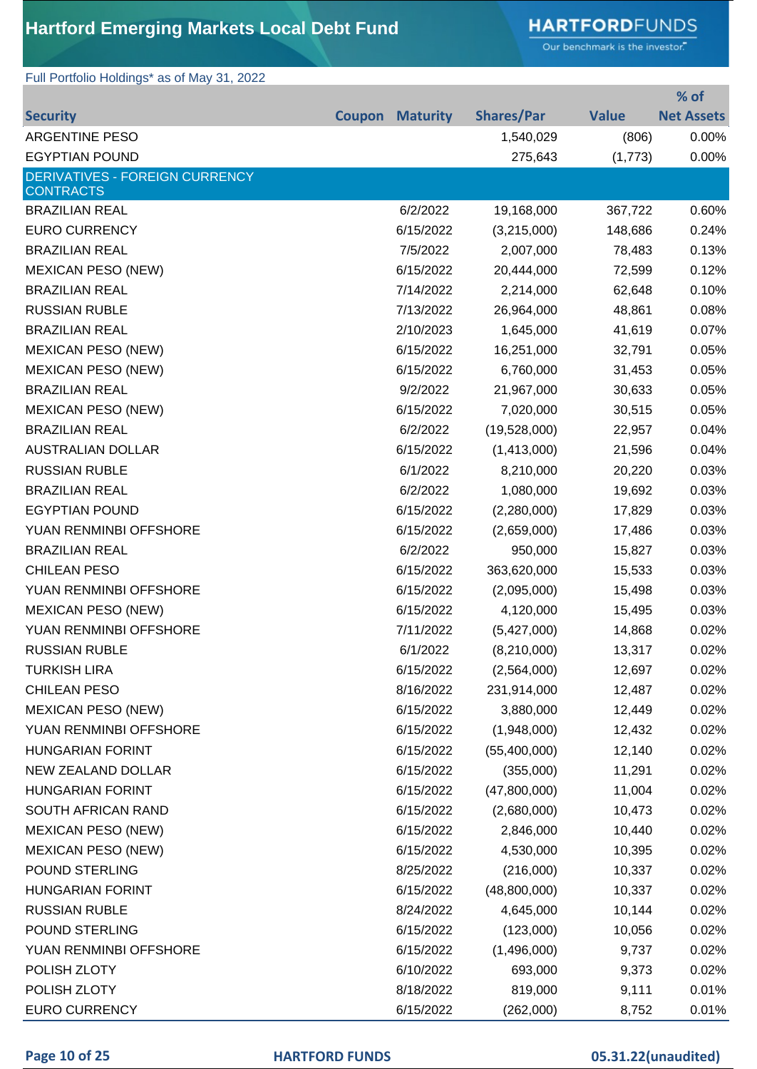# Hartford Emerging Markets Local Debt Fund

Full Portfolio Holdings* as of May 31, 2022

| Security | Coupon | Maturity | Shares/Par | Value | % of Net Assets |
|---|---|---|---|---|---|
| ARGENTINE PESO | | | 1,540,029 | (806) | 0.00% |
| EGYPTIAN POUND | | | 275,643 | (1,773) | 0.00% |
| DERIVATIVES - FOREIGN CURRENCY CONTRACTS | | | | | |
| BRAZILIAN REAL | | 6/2/2022 | 19,168,000 | 367,722 | 0.60% |
| EURO CURRENCY | | 6/15/2022 | (3,215,000) | 148,686 | 0.24% |
| BRAZILIAN REAL | | 7/5/2022 | 2,007,000 | 78,483 | 0.13% |
| MEXICAN PESO (NEW) | | 6/15/2022 | 20,444,000 | 72,599 | 0.12% |
| BRAZILIAN REAL | | 7/14/2022 | 2,214,000 | 62,648 | 0.10% |
| RUSSIAN RUBLE | | 7/13/2022 | 26,964,000 | 48,861 | 0.08% |
| BRAZILIAN REAL | | 2/10/2023 | 1,645,000 | 41,619 | 0.07% |
| MEXICAN PESO (NEW) | | 6/15/2022 | 16,251,000 | 32,791 | 0.05% |
| MEXICAN PESO (NEW) | | 6/15/2022 | 6,760,000 | 31,453 | 0.05% |
| BRAZILIAN REAL | | 9/2/2022 | 21,967,000 | 30,633 | 0.05% |
| MEXICAN PESO (NEW) | | 6/15/2022 | 7,020,000 | 30,515 | 0.05% |
| BRAZILIAN REAL | | 6/2/2022 | (19,528,000) | 22,957 | 0.04% |
| AUSTRALIAN DOLLAR | | 6/15/2022 | (1,413,000) | 21,596 | 0.04% |
| RUSSIAN RUBLE | | 6/1/2022 | 8,210,000 | 20,220 | 0.03% |
| BRAZILIAN REAL | | 6/2/2022 | 1,080,000 | 19,692 | 0.03% |
| EGYPTIAN POUND | | 6/15/2022 | (2,280,000) | 17,829 | 0.03% |
| YUAN RENMINBI OFFSHORE | | 6/15/2022 | (2,659,000) | 17,486 | 0.03% |
| BRAZILIAN REAL | | 6/2/2022 | 950,000 | 15,827 | 0.03% |
| CHILEAN PESO | | 6/15/2022 | 363,620,000 | 15,533 | 0.03% |
| YUAN RENMINBI OFFSHORE | | 6/15/2022 | (2,095,000) | 15,498 | 0.03% |
| MEXICAN PESO (NEW) | | 6/15/2022 | 4,120,000 | 15,495 | 0.03% |
| YUAN RENMINBI OFFSHORE | | 7/11/2022 | (5,427,000) | 14,868 | 0.02% |
| RUSSIAN RUBLE | | 6/1/2022 | (8,210,000) | 13,317 | 0.02% |
| TURKISH LIRA | | 6/15/2022 | (2,564,000) | 12,697 | 0.02% |
| CHILEAN PESO | | 8/16/2022 | 231,914,000 | 12,487 | 0.02% |
| MEXICAN PESO (NEW) | | 6/15/2022 | 3,880,000 | 12,449 | 0.02% |
| YUAN RENMINBI OFFSHORE | | 6/15/2022 | (1,948,000) | 12,432 | 0.02% |
| HUNGARIAN FORINT | | 6/15/2022 | (55,400,000) | 12,140 | 0.02% |
| NEW ZEALAND DOLLAR | | 6/15/2022 | (355,000) | 11,291 | 0.02% |
| HUNGARIAN FORINT | | 6/15/2022 | (47,800,000) | 11,004 | 0.02% |
| SOUTH AFRICAN RAND | | 6/15/2022 | (2,680,000) | 10,473 | 0.02% |
| MEXICAN PESO (NEW) | | 6/15/2022 | 2,846,000 | 10,440 | 0.02% |
| MEXICAN PESO (NEW) | | 6/15/2022 | 4,530,000 | 10,395 | 0.02% |
| POUND STERLING | | 8/25/2022 | (216,000) | 10,337 | 0.02% |
| HUNGARIAN FORINT | | 6/15/2022 | (48,800,000) | 10,337 | 0.02% |
| RUSSIAN RUBLE | | 8/24/2022 | 4,645,000 | 10,144 | 0.02% |
| POUND STERLING | | 6/15/2022 | (123,000) | 10,056 | 0.02% |
| YUAN RENMINBI OFFSHORE | | 6/15/2022 | (1,496,000) | 9,737 | 0.02% |
| POLISH ZLOTY | | 6/10/2022 | 693,000 | 9,373 | 0.02% |
| POLISH ZLOTY | | 8/18/2022 | 819,000 | 9,111 | 0.01% |
| EURO CURRENCY | | 6/15/2022 | (262,000) | 8,752 | 0.01% |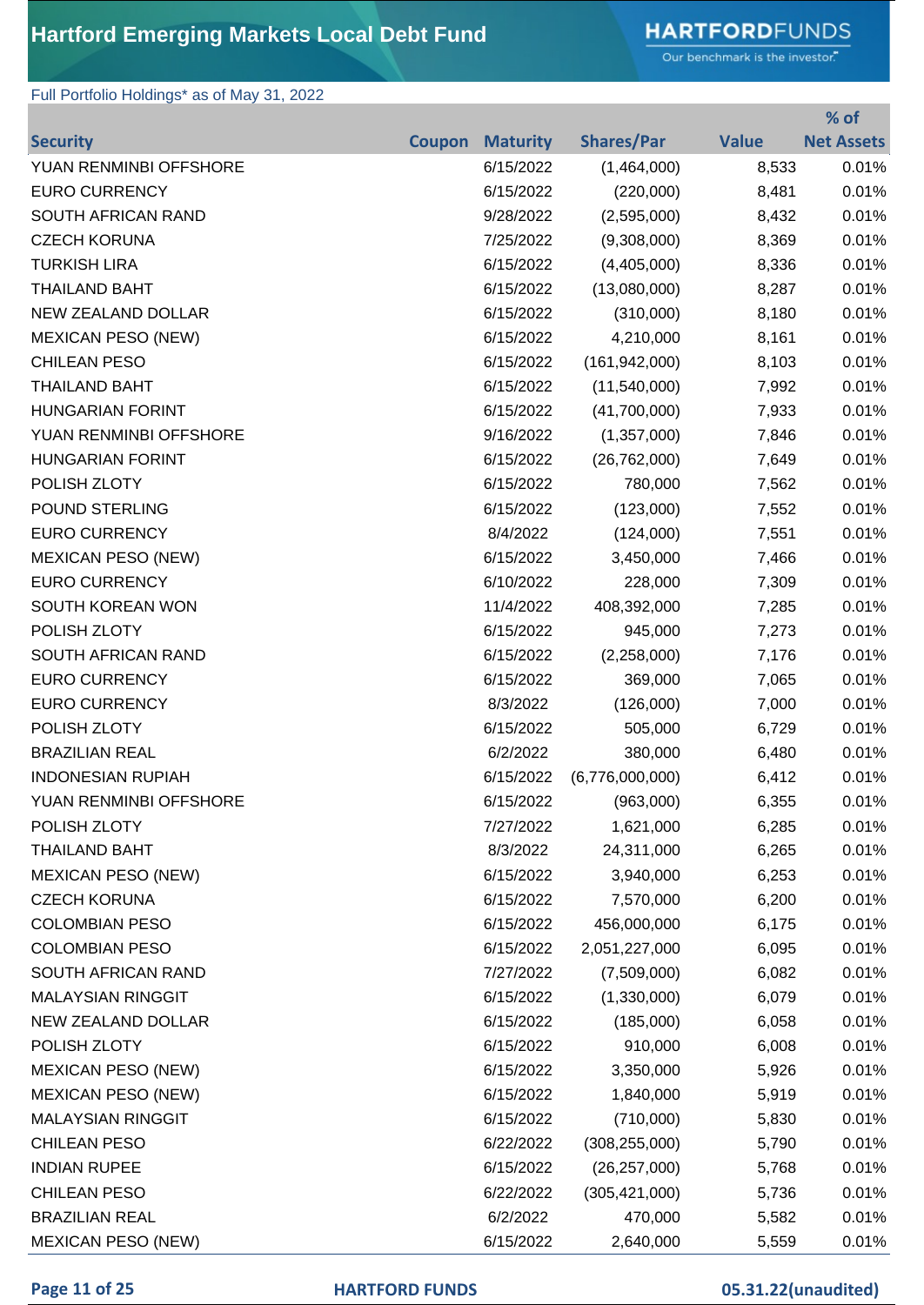# Hartford Emerging Markets Local Debt Fund

Full Portfolio Holdings* as of May 31, 2022

| Security | Coupon | Maturity | Shares/Par | Value | % of Net Assets |
|---|---|---|---|---|---|
| YUAN RENMINBI OFFSHORE | | 6/15/2022 | (1,464,000) | 8,533 | 0.01% |
| EURO CURRENCY | | 6/15/2022 | (220,000) | 8,481 | 0.01% |
| SOUTH AFRICAN RAND | | 9/28/2022 | (2,595,000) | 8,432 | 0.01% |
| CZECH KORUNA | | 7/25/2022 | (9,308,000) | 8,369 | 0.01% |
| TURKISH LIRA | | 6/15/2022 | (4,405,000) | 8,336 | 0.01% |
| THAILAND BAHT | | 6/15/2022 | (13,080,000) | 8,287 | 0.01% |
| NEW ZEALAND DOLLAR | | 6/15/2022 | (310,000) | 8,180 | 0.01% |
| MEXICAN PESO (NEW) | | 6/15/2022 | 4,210,000 | 8,161 | 0.01% |
| CHILEAN PESO | | 6/15/2022 | (161,942,000) | 8,103 | 0.01% |
| THAILAND BAHT | | 6/15/2022 | (11,540,000) | 7,992 | 0.01% |
| HUNGARIAN FORINT | | 6/15/2022 | (41,700,000) | 7,933 | 0.01% |
| YUAN RENMINBI OFFSHORE | | 9/16/2022 | (1,357,000) | 7,846 | 0.01% |
| HUNGARIAN FORINT | | 6/15/2022 | (26,762,000) | 7,649 | 0.01% |
| POLISH ZLOTY | | 6/15/2022 | 780,000 | 7,562 | 0.01% |
| POUND STERLING | | 6/15/2022 | (123,000) | 7,552 | 0.01% |
| EURO CURRENCY | | 8/4/2022 | (124,000) | 7,551 | 0.01% |
| MEXICAN PESO (NEW) | | 6/15/2022 | 3,450,000 | 7,466 | 0.01% |
| EURO CURRENCY | | 6/10/2022 | 228,000 | 7,309 | 0.01% |
| SOUTH KOREAN WON | | 11/4/2022 | 408,392,000 | 7,285 | 0.01% |
| POLISH ZLOTY | | 6/15/2022 | 945,000 | 7,273 | 0.01% |
| SOUTH AFRICAN RAND | | 6/15/2022 | (2,258,000) | 7,176 | 0.01% |
| EURO CURRENCY | | 6/15/2022 | 369,000 | 7,065 | 0.01% |
| EURO CURRENCY | | 8/3/2022 | (126,000) | 7,000 | 0.01% |
| POLISH ZLOTY | | 6/15/2022 | 505,000 | 6,729 | 0.01% |
| BRAZILIAN REAL | | 6/2/2022 | 380,000 | 6,480 | 0.01% |
| INDONESIAN RUPIAH | | 6/15/2022 | (6,776,000,000) | 6,412 | 0.01% |
| YUAN RENMINBI OFFSHORE | | 6/15/2022 | (963,000) | 6,355 | 0.01% |
| POLISH ZLOTY | | 7/27/2022 | 1,621,000 | 6,285 | 0.01% |
| THAILAND BAHT | | 8/3/2022 | 24,311,000 | 6,265 | 0.01% |
| MEXICAN PESO (NEW) | | 6/15/2022 | 3,940,000 | 6,253 | 0.01% |
| CZECH KORUNA | | 6/15/2022 | 7,570,000 | 6,200 | 0.01% |
| COLOMBIAN PESO | | 6/15/2022 | 456,000,000 | 6,175 | 0.01% |
| COLOMBIAN PESO | | 6/15/2022 | 2,051,227,000 | 6,095 | 0.01% |
| SOUTH AFRICAN RAND | | 7/27/2022 | (7,509,000) | 6,082 | 0.01% |
| MALAYSIAN RINGGIT | | 6/15/2022 | (1,330,000) | 6,079 | 0.01% |
| NEW ZEALAND DOLLAR | | 6/15/2022 | (185,000) | 6,058 | 0.01% |
| POLISH ZLOTY | | 6/15/2022 | 910,000 | 6,008 | 0.01% |
| MEXICAN PESO (NEW) | | 6/15/2022 | 3,350,000 | 5,926 | 0.01% |
| MEXICAN PESO (NEW) | | 6/15/2022 | 1,840,000 | 5,919 | 0.01% |
| MALAYSIAN RINGGIT | | 6/15/2022 | (710,000) | 5,830 | 0.01% |
| CHILEAN PESO | | 6/22/2022 | (308,255,000) | 5,790 | 0.01% |
| INDIAN RUPEE | | 6/15/2022 | (26,257,000) | 5,768 | 0.01% |
| CHILEAN PESO | | 6/22/2022 | (305,421,000) | 5,736 | 0.01% |
| BRAZILIAN REAL | | 6/2/2022 | 470,000 | 5,582 | 0.01% |
| MEXICAN PESO (NEW) | | 6/15/2022 | 2,640,000 | 5,559 | 0.01% |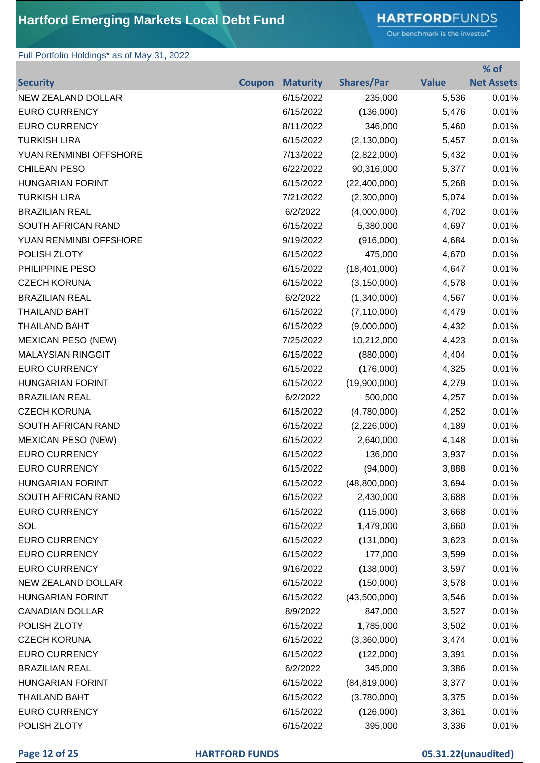# Hartford Emerging Markets Local Debt Fund

Full Portfolio Holdings* as of May 31, 2022

| Security | Coupon | Maturity | Shares/Par | Value | % of Net Assets |
|---|---|---|---|---|---|
| NEW ZEALAND DOLLAR | | 6/15/2022 | 235,000 | 5,536 | 0.01% |
| EURO CURRENCY | | 6/15/2022 | (136,000) | 5,476 | 0.01% |
| EURO CURRENCY | | 8/11/2022 | 346,000 | 5,460 | 0.01% |
| TURKISH LIRA | | 6/15/2022 | (2,130,000) | 5,457 | 0.01% |
| YUAN RENMINBI OFFSHORE | | 7/13/2022 | (2,822,000) | 5,432 | 0.01% |
| CHILEAN PESO | | 6/22/2022 | 90,316,000 | 5,377 | 0.01% |
| HUNGARIAN FORINT | | 6/15/2022 | (22,400,000) | 5,268 | 0.01% |
| TURKISH LIRA | | 7/21/2022 | (2,300,000) | 5,074 | 0.01% |
| BRAZILIAN REAL | | 6/2/2022 | (4,000,000) | 4,702 | 0.01% |
| SOUTH AFRICAN RAND | | 6/15/2022 | 5,380,000 | 4,697 | 0.01% |
| YUAN RENMINBI OFFSHORE | | 9/19/2022 | (916,000) | 4,684 | 0.01% |
| POLISH ZLOTY | | 6/15/2022 | 475,000 | 4,670 | 0.01% |
| PHILIPPINE PESO | | 6/15/2022 | (18,401,000) | 4,647 | 0.01% |
| CZECH KORUNA | | 6/15/2022 | (3,150,000) | 4,578 | 0.01% |
| BRAZILIAN REAL | | 6/2/2022 | (1,340,000) | 4,567 | 0.01% |
| THAILAND BAHT | | 6/15/2022 | (7,110,000) | 4,479 | 0.01% |
| THAILAND BAHT | | 6/15/2022 | (9,000,000) | 4,432 | 0.01% |
| MEXICAN PESO (NEW) | | 7/25/2022 | 10,212,000 | 4,423 | 0.01% |
| MALAYSIAN RINGGIT | | 6/15/2022 | (880,000) | 4,404 | 0.01% |
| EURO CURRENCY | | 6/15/2022 | (176,000) | 4,325 | 0.01% |
| HUNGARIAN FORINT | | 6/15/2022 | (19,900,000) | 4,279 | 0.01% |
| BRAZILIAN REAL | | 6/2/2022 | 500,000 | 4,257 | 0.01% |
| CZECH KORUNA | | 6/15/2022 | (4,780,000) | 4,252 | 0.01% |
| SOUTH AFRICAN RAND | | 6/15/2022 | (2,226,000) | 4,189 | 0.01% |
| MEXICAN PESO (NEW) | | 6/15/2022 | 2,640,000 | 4,148 | 0.01% |
| EURO CURRENCY | | 6/15/2022 | 136,000 | 3,937 | 0.01% |
| EURO CURRENCY | | 6/15/2022 | (94,000) | 3,888 | 0.01% |
| HUNGARIAN FORINT | | 6/15/2022 | (48,800,000) | 3,694 | 0.01% |
| SOUTH AFRICAN RAND | | 6/15/2022 | 2,430,000 | 3,688 | 0.01% |
| EURO CURRENCY | | 6/15/2022 | (115,000) | 3,668 | 0.01% |
| SOL | | 6/15/2022 | 1,479,000 | 3,660 | 0.01% |
| EURO CURRENCY | | 6/15/2022 | (131,000) | 3,623 | 0.01% |
| EURO CURRENCY | | 6/15/2022 | 177,000 | 3,599 | 0.01% |
| EURO CURRENCY | | 9/16/2022 | (138,000) | 3,597 | 0.01% |
| NEW ZEALAND DOLLAR | | 6/15/2022 | (150,000) | 3,578 | 0.01% |
| HUNGARIAN FORINT | | 6/15/2022 | (43,500,000) | 3,546 | 0.01% |
| CANADIAN DOLLAR | | 8/9/2022 | 847,000 | 3,527 | 0.01% |
| POLISH ZLOTY | | 6/15/2022 | 1,785,000 | 3,502 | 0.01% |
| CZECH KORUNA | | 6/15/2022 | (3,360,000) | 3,474 | 0.01% |
| EURO CURRENCY | | 6/15/2022 | (122,000) | 3,391 | 0.01% |
| BRAZILIAN REAL | | 6/2/2022 | 345,000 | 3,386 | 0.01% |
| HUNGARIAN FORINT | | 6/15/2022 | (84,819,000) | 3,377 | 0.01% |
| THAILAND BAHT | | 6/15/2022 | (3,780,000) | 3,375 | 0.01% |
| EURO CURRENCY | | 6/15/2022 | (126,000) | 3,361 | 0.01% |
| POLISH ZLOTY | | 6/15/2022 | 395,000 | 3,336 | 0.01% |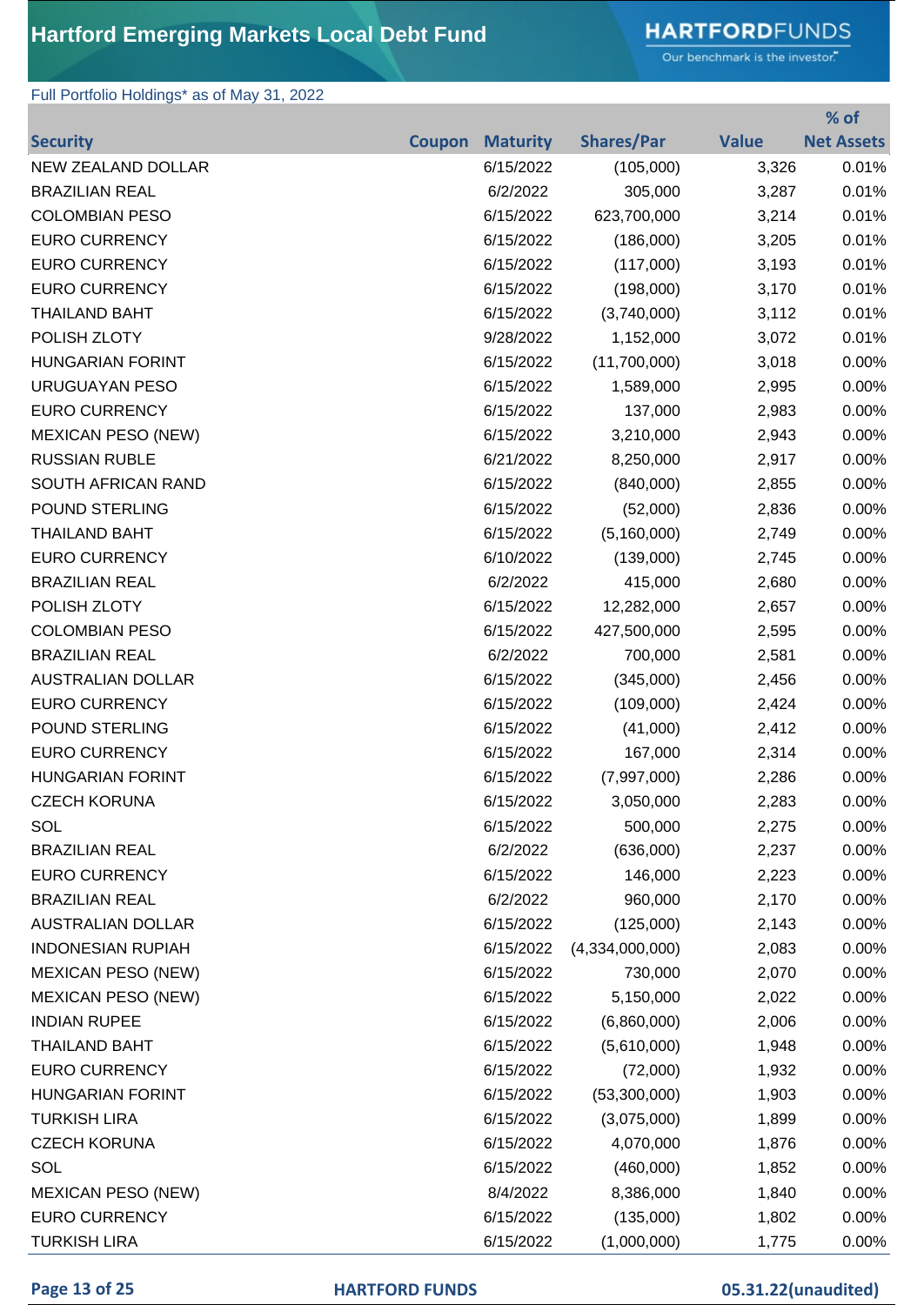# Hartford Emerging Markets Local Debt Fund

Full Portfolio Holdings* as of May 31, 2022

| Security | Coupon | Maturity | Shares/Par | Value | % of Net Assets |
|---|---|---|---|---|---|
| NEW ZEALAND DOLLAR | | 6/15/2022 | (105,000) | 3,326 | 0.01% |
| BRAZILIAN REAL | | 6/2/2022 | 305,000 | 3,287 | 0.01% |
| COLOMBIAN PESO | | 6/15/2022 | 623,700,000 | 3,214 | 0.01% |
| EURO CURRENCY | | 6/15/2022 | (186,000) | 3,205 | 0.01% |
| EURO CURRENCY | | 6/15/2022 | (117,000) | 3,193 | 0.01% |
| EURO CURRENCY | | 6/15/2022 | (198,000) | 3,170 | 0.01% |
| THAILAND BAHT | | 6/15/2022 | (3,740,000) | 3,112 | 0.01% |
| POLISH ZLOTY | | 9/28/2022 | 1,152,000 | 3,072 | 0.01% |
| HUNGARIAN FORINT | | 6/15/2022 | (11,700,000) | 3,018 | 0.00% |
| URUGUAYAN PESO | | 6/15/2022 | 1,589,000 | 2,995 | 0.00% |
| EURO CURRENCY | | 6/15/2022 | 137,000 | 2,983 | 0.00% |
| MEXICAN PESO (NEW) | | 6/15/2022 | 3,210,000 | 2,943 | 0.00% |
| RUSSIAN RUBLE | | 6/21/2022 | 8,250,000 | 2,917 | 0.00% |
| SOUTH AFRICAN RAND | | 6/15/2022 | (840,000) | 2,855 | 0.00% |
| POUND STERLING | | 6/15/2022 | (52,000) | 2,836 | 0.00% |
| THAILAND BAHT | | 6/15/2022 | (5,160,000) | 2,749 | 0.00% |
| EURO CURRENCY | | 6/10/2022 | (139,000) | 2,745 | 0.00% |
| BRAZILIAN REAL | | 6/2/2022 | 415,000 | 2,680 | 0.00% |
| POLISH ZLOTY | | 6/15/2022 | 12,282,000 | 2,657 | 0.00% |
| COLOMBIAN PESO | | 6/15/2022 | 427,500,000 | 2,595 | 0.00% |
| BRAZILIAN REAL | | 6/2/2022 | 700,000 | 2,581 | 0.00% |
| AUSTRALIAN DOLLAR | | 6/15/2022 | (345,000) | 2,456 | 0.00% |
| EURO CURRENCY | | 6/15/2022 | (109,000) | 2,424 | 0.00% |
| POUND STERLING | | 6/15/2022 | (41,000) | 2,412 | 0.00% |
| EURO CURRENCY | | 6/15/2022 | 167,000 | 2,314 | 0.00% |
| HUNGARIAN FORINT | | 6/15/2022 | (7,997,000) | 2,286 | 0.00% |
| CZECH KORUNA | | 6/15/2022 | 3,050,000 | 2,283 | 0.00% |
| SOL | | 6/15/2022 | 500,000 | 2,275 | 0.00% |
| BRAZILIAN REAL | | 6/2/2022 | (636,000) | 2,237 | 0.00% |
| EURO CURRENCY | | 6/15/2022 | 146,000 | 2,223 | 0.00% |
| BRAZILIAN REAL | | 6/2/2022 | 960,000 | 2,170 | 0.00% |
| AUSTRALIAN DOLLAR | | 6/15/2022 | (125,000) | 2,143 | 0.00% |
| INDONESIAN RUPIAH | | 6/15/2022 | (4,334,000,000) | 2,083 | 0.00% |
| MEXICAN PESO (NEW) | | 6/15/2022 | 730,000 | 2,070 | 0.00% |
| MEXICAN PESO (NEW) | | 6/15/2022 | 5,150,000 | 2,022 | 0.00% |
| INDIAN RUPEE | | 6/15/2022 | (6,860,000) | 2,006 | 0.00% |
| THAILAND BAHT | | 6/15/2022 | (5,610,000) | 1,948 | 0.00% |
| EURO CURRENCY | | 6/15/2022 | (72,000) | 1,932 | 0.00% |
| HUNGARIAN FORINT | | 6/15/2022 | (53,300,000) | 1,903 | 0.00% |
| TURKISH LIRA | | 6/15/2022 | (3,075,000) | 1,899 | 0.00% |
| CZECH KORUNA | | 6/15/2022 | 4,070,000 | 1,876 | 0.00% |
| SOL | | 6/15/2022 | (460,000) | 1,852 | 0.00% |
| MEXICAN PESO (NEW) | | 8/4/2022 | 8,386,000 | 1,840 | 0.00% |
| EURO CURRENCY | | 6/15/2022 | (135,000) | 1,802 | 0.00% |
| TURKISH LIRA | | 6/15/2022 | (1,000,000) | 1,775 | 0.00% |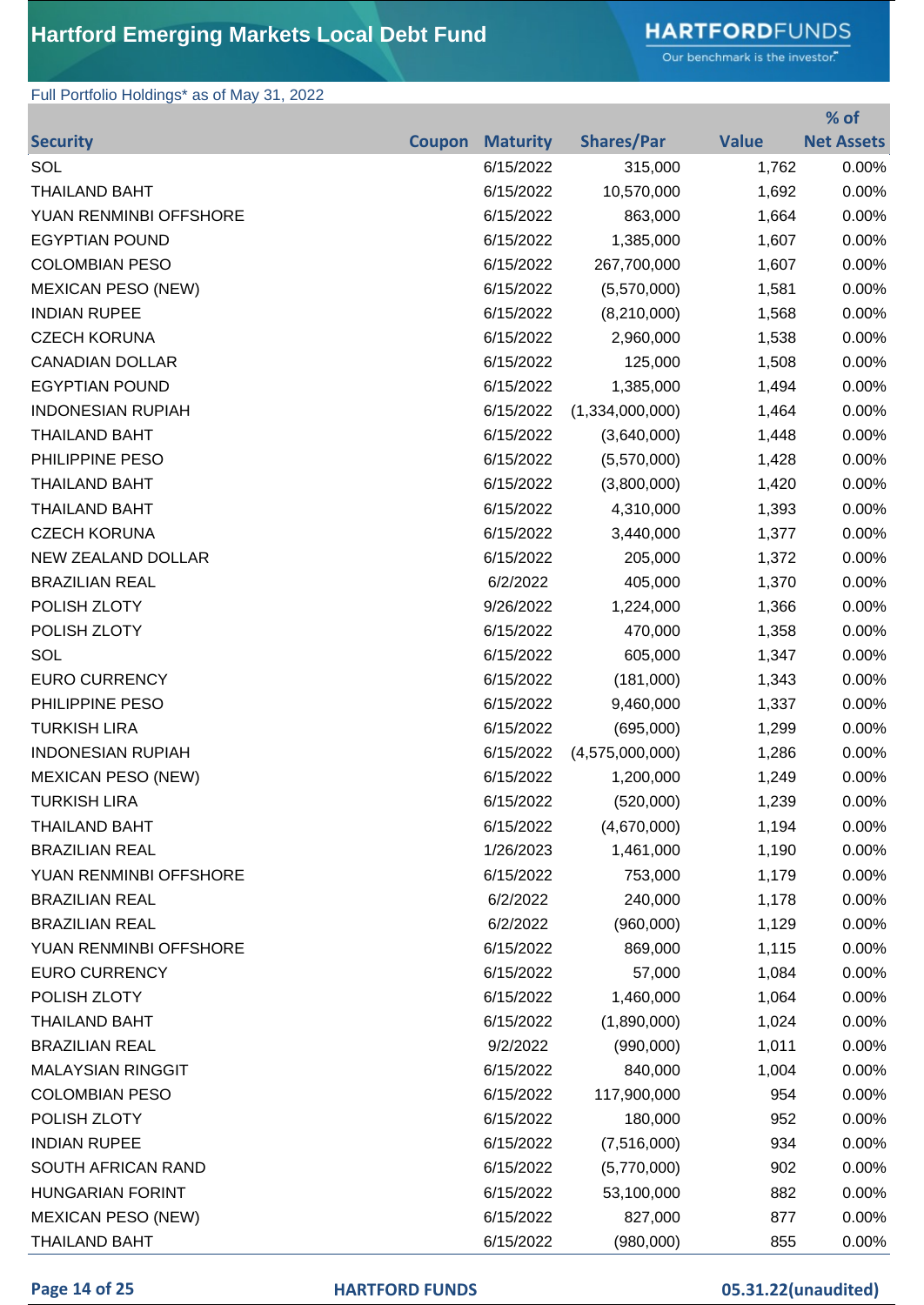# Hartford Emerging Markets Local Debt Fund

Full Portfolio Holdings* as of May 31, 2022

| Security | Coupon | Maturity | Shares/Par | Value | % of Net Assets |
|---|---|---|---|---|---|
| SOL | | 6/15/2022 | 315,000 | 1,762 | 0.00% |
| THAILAND BAHT | | 6/15/2022 | 10,570,000 | 1,692 | 0.00% |
| YUAN RENMINBI OFFSHORE | | 6/15/2022 | 863,000 | 1,664 | 0.00% |
| EGYPTIAN POUND | | 6/15/2022 | 1,385,000 | 1,607 | 0.00% |
| COLOMBIAN PESO | | 6/15/2022 | 267,700,000 | 1,607 | 0.00% |
| MEXICAN PESO (NEW) | | 6/15/2022 | (5,570,000) | 1,581 | 0.00% |
| INDIAN RUPEE | | 6/15/2022 | (8,210,000) | 1,568 | 0.00% |
| CZECH KORUNA | | 6/15/2022 | 2,960,000 | 1,538 | 0.00% |
| CANADIAN DOLLAR | | 6/15/2022 | 125,000 | 1,508 | 0.00% |
| EGYPTIAN POUND | | 6/15/2022 | 1,385,000 | 1,494 | 0.00% |
| INDONESIAN RUPIAH | | 6/15/2022 | (1,334,000,000) | 1,464 | 0.00% |
| THAILAND BAHT | | 6/15/2022 | (3,640,000) | 1,448 | 0.00% |
| PHILIPPINE PESO | | 6/15/2022 | (5,570,000) | 1,428 | 0.00% |
| THAILAND BAHT | | 6/15/2022 | (3,800,000) | 1,420 | 0.00% |
| THAILAND BAHT | | 6/15/2022 | 4,310,000 | 1,393 | 0.00% |
| CZECH KORUNA | | 6/15/2022 | 3,440,000 | 1,377 | 0.00% |
| NEW ZEALAND DOLLAR | | 6/15/2022 | 205,000 | 1,372 | 0.00% |
| BRAZILIAN REAL | | 6/2/2022 | 405,000 | 1,370 | 0.00% |
| POLISH ZLOTY | | 9/26/2022 | 1,224,000 | 1,366 | 0.00% |
| POLISH ZLOTY | | 6/15/2022 | 470,000 | 1,358 | 0.00% |
| SOL | | 6/15/2022 | 605,000 | 1,347 | 0.00% |
| EURO CURRENCY | | 6/15/2022 | (181,000) | 1,343 | 0.00% |
| PHILIPPINE PESO | | 6/15/2022 | 9,460,000 | 1,337 | 0.00% |
| TURKISH LIRA | | 6/15/2022 | (695,000) | 1,299 | 0.00% |
| INDONESIAN RUPIAH | | 6/15/2022 | (4,575,000,000) | 1,286 | 0.00% |
| MEXICAN PESO (NEW) | | 6/15/2022 | 1,200,000 | 1,249 | 0.00% |
| TURKISH LIRA | | 6/15/2022 | (520,000) | 1,239 | 0.00% |
| THAILAND BAHT | | 6/15/2022 | (4,670,000) | 1,194 | 0.00% |
| BRAZILIAN REAL | | 1/26/2023 | 1,461,000 | 1,190 | 0.00% |
| YUAN RENMINBI OFFSHORE | | 6/15/2022 | 753,000 | 1,179 | 0.00% |
| BRAZILIAN REAL | | 6/2/2022 | 240,000 | 1,178 | 0.00% |
| BRAZILIAN REAL | | 6/2/2022 | (960,000) | 1,129 | 0.00% |
| YUAN RENMINBI OFFSHORE | | 6/15/2022 | 869,000 | 1,115 | 0.00% |
| EURO CURRENCY | | 6/15/2022 | 57,000 | 1,084 | 0.00% |
| POLISH ZLOTY | | 6/15/2022 | 1,460,000 | 1,064 | 0.00% |
| THAILAND BAHT | | 6/15/2022 | (1,890,000) | 1,024 | 0.00% |
| BRAZILIAN REAL | | 9/2/2022 | (990,000) | 1,011 | 0.00% |
| MALAYSIAN RINGGIT | | 6/15/2022 | 840,000 | 1,004 | 0.00% |
| COLOMBIAN PESO | | 6/15/2022 | 117,900,000 | 954 | 0.00% |
| POLISH ZLOTY | | 6/15/2022 | 180,000 | 952 | 0.00% |
| INDIAN RUPEE | | 6/15/2022 | (7,516,000) | 934 | 0.00% |
| SOUTH AFRICAN RAND | | 6/15/2022 | (5,770,000) | 902 | 0.00% |
| HUNGARIAN FORINT | | 6/15/2022 | 53,100,000 | 882 | 0.00% |
| MEXICAN PESO (NEW) | | 6/15/2022 | 827,000 | 877 | 0.00% |
| THAILAND BAHT | | 6/15/2022 | (980,000) | 855 | 0.00% |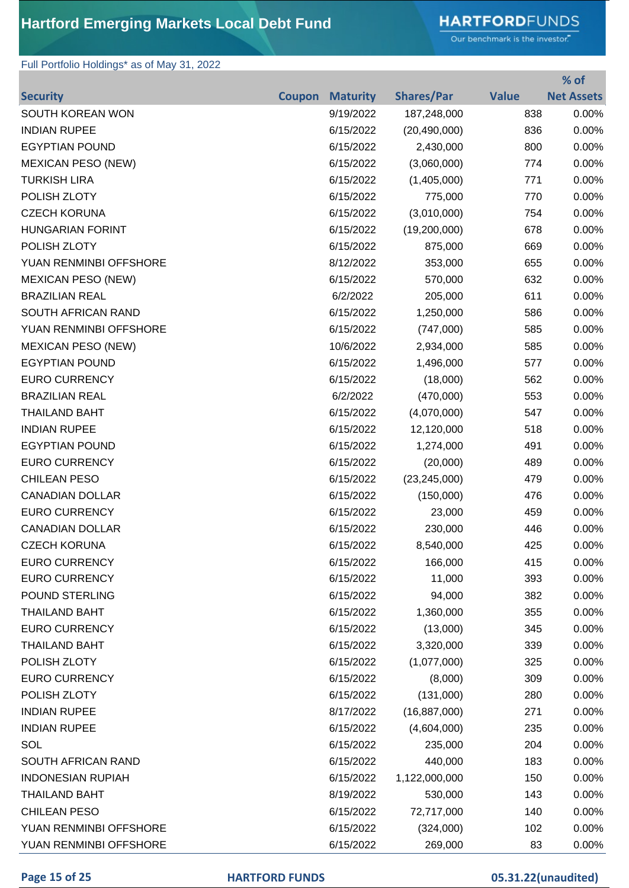# Hartford Emerging Markets Local Debt Fund

Full Portfolio Holdings* as of May 31, 2022

| Security | Coupon | Maturity | Shares/Par | Value | % of Net Assets |
|---|---|---|---|---|---|
| SOUTH KOREAN WON | | 9/19/2022 | 187,248,000 | 838 | 0.00% |
| INDIAN RUPEE | | 6/15/2022 | (20,490,000) | 836 | 0.00% |
| EGYPTIAN POUND | | 6/15/2022 | 2,430,000 | 800 | 0.00% |
| MEXICAN PESO (NEW) | | 6/15/2022 | (3,060,000) | 774 | 0.00% |
| TURKISH LIRA | | 6/15/2022 | (1,405,000) | 771 | 0.00% |
| POLISH ZLOTY | | 6/15/2022 | 775,000 | 770 | 0.00% |
| CZECH KORUNA | | 6/15/2022 | (3,010,000) | 754 | 0.00% |
| HUNGARIAN FORINT | | 6/15/2022 | (19,200,000) | 678 | 0.00% |
| POLISH ZLOTY | | 6/15/2022 | 875,000 | 669 | 0.00% |
| YUAN RENMINBI OFFSHORE | | 8/12/2022 | 353,000 | 655 | 0.00% |
| MEXICAN PESO (NEW) | | 6/15/2022 | 570,000 | 632 | 0.00% |
| BRAZILIAN REAL | | 6/2/2022 | 205,000 | 611 | 0.00% |
| SOUTH AFRICAN RAND | | 6/15/2022 | 1,250,000 | 586 | 0.00% |
| YUAN RENMINBI OFFSHORE | | 6/15/2022 | (747,000) | 585 | 0.00% |
| MEXICAN PESO (NEW) | | 10/6/2022 | 2,934,000 | 585 | 0.00% |
| EGYPTIAN POUND | | 6/15/2022 | 1,496,000 | 577 | 0.00% |
| EURO CURRENCY | | 6/15/2022 | (18,000) | 562 | 0.00% |
| BRAZILIAN REAL | | 6/2/2022 | (470,000) | 553 | 0.00% |
| THAILAND BAHT | | 6/15/2022 | (4,070,000) | 547 | 0.00% |
| INDIAN RUPEE | | 6/15/2022 | 12,120,000 | 518 | 0.00% |
| EGYPTIAN POUND | | 6/15/2022 | 1,274,000 | 491 | 0.00% |
| EURO CURRENCY | | 6/15/2022 | (20,000) | 489 | 0.00% |
| CHILEAN PESO | | 6/15/2022 | (23,245,000) | 479 | 0.00% |
| CANADIAN DOLLAR | | 6/15/2022 | (150,000) | 476 | 0.00% |
| EURO CURRENCY | | 6/15/2022 | 23,000 | 459 | 0.00% |
| CANADIAN DOLLAR | | 6/15/2022 | 230,000 | 446 | 0.00% |
| CZECH KORUNA | | 6/15/2022 | 8,540,000 | 425 | 0.00% |
| EURO CURRENCY | | 6/15/2022 | 166,000 | 415 | 0.00% |
| EURO CURRENCY | | 6/15/2022 | 11,000 | 393 | 0.00% |
| POUND STERLING | | 6/15/2022 | 94,000 | 382 | 0.00% |
| THAILAND BAHT | | 6/15/2022 | 1,360,000 | 355 | 0.00% |
| EURO CURRENCY | | 6/15/2022 | (13,000) | 345 | 0.00% |
| THAILAND BAHT | | 6/15/2022 | 3,320,000 | 339 | 0.00% |
| POLISH ZLOTY | | 6/15/2022 | (1,077,000) | 325 | 0.00% |
| EURO CURRENCY | | 6/15/2022 | (8,000) | 309 | 0.00% |
| POLISH ZLOTY | | 6/15/2022 | (131,000) | 280 | 0.00% |
| INDIAN RUPEE | | 8/17/2022 | (16,887,000) | 271 | 0.00% |
| INDIAN RUPEE | | 6/15/2022 | (4,604,000) | 235 | 0.00% |
| SOL | | 6/15/2022 | 235,000 | 204 | 0.00% |
| SOUTH AFRICAN RAND | | 6/15/2022 | 440,000 | 183 | 0.00% |
| INDONESIAN RUPIAH | | 6/15/2022 | 1,122,000,000 | 150 | 0.00% |
| THAILAND BAHT | | 8/19/2022 | 530,000 | 143 | 0.00% |
| CHILEAN PESO | | 6/15/2022 | 72,717,000 | 140 | 0.00% |
| YUAN RENMINBI OFFSHORE | | 6/15/2022 | (324,000) | 102 | 0.00% |
| YUAN RENMINBI OFFSHORE | | 6/15/2022 | 269,000 | 83 | 0.00% |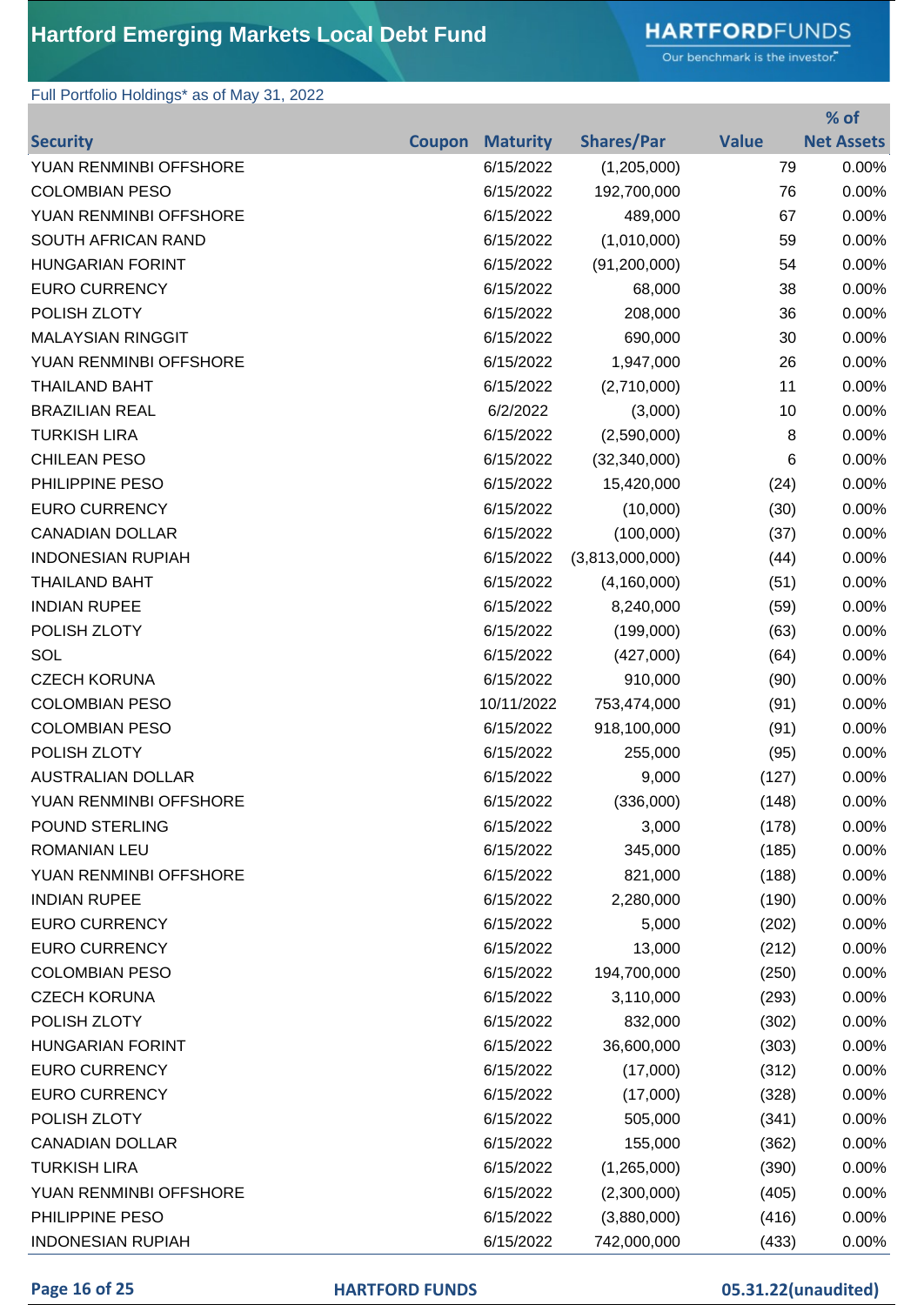# Hartford Emerging Markets Local Debt Fund

Full Portfolio Holdings* as of May 31, 2022

| Security | Coupon | Maturity | Shares/Par | Value | % of Net Assets |
|---|---|---|---|---|---|
| YUAN RENMINBI OFFSHORE | | 6/15/2022 | (1,205,000) | 79 | 0.00% |
| COLOMBIAN PESO | | 6/15/2022 | 192,700,000 | 76 | 0.00% |
| YUAN RENMINBI OFFSHORE | | 6/15/2022 | 489,000 | 67 | 0.00% |
| SOUTH AFRICAN RAND | | 6/15/2022 | (1,010,000) | 59 | 0.00% |
| HUNGARIAN FORINT | | 6/15/2022 | (91,200,000) | 54 | 0.00% |
| EURO CURRENCY | | 6/15/2022 | 68,000 | 38 | 0.00% |
| POLISH ZLOTY | | 6/15/2022 | 208,000 | 36 | 0.00% |
| MALAYSIAN RINGGIT | | 6/15/2022 | 690,000 | 30 | 0.00% |
| YUAN RENMINBI OFFSHORE | | 6/15/2022 | 1,947,000 | 26 | 0.00% |
| THAILAND BAHT | | 6/15/2022 | (2,710,000) | 11 | 0.00% |
| BRAZILIAN REAL | | 6/2/2022 | (3,000) | 10 | 0.00% |
| TURKISH LIRA | | 6/15/2022 | (2,590,000) | 8 | 0.00% |
| CHILEAN PESO | | 6/15/2022 | (32,340,000) | 6 | 0.00% |
| PHILIPPINE PESO | | 6/15/2022 | 15,420,000 | (24) | 0.00% |
| EURO CURRENCY | | 6/15/2022 | (10,000) | (30) | 0.00% |
| CANADIAN DOLLAR | | 6/15/2022 | (100,000) | (37) | 0.00% |
| INDONESIAN RUPIAH | | 6/15/2022 | (3,813,000,000) | (44) | 0.00% |
| THAILAND BAHT | | 6/15/2022 | (4,160,000) | (51) | 0.00% |
| INDIAN RUPEE | | 6/15/2022 | 8,240,000 | (59) | 0.00% |
| POLISH ZLOTY | | 6/15/2022 | (199,000) | (63) | 0.00% |
| SOL | | 6/15/2022 | (427,000) | (64) | 0.00% |
| CZECH KORUNA | | 6/15/2022 | 910,000 | (90) | 0.00% |
| COLOMBIAN PESO | | 10/11/2022 | 753,474,000 | (91) | 0.00% |
| COLOMBIAN PESO | | 6/15/2022 | 918,100,000 | (91) | 0.00% |
| POLISH ZLOTY | | 6/15/2022 | 255,000 | (95) | 0.00% |
| AUSTRALIAN DOLLAR | | 6/15/2022 | 9,000 | (127) | 0.00% |
| YUAN RENMINBI OFFSHORE | | 6/15/2022 | (336,000) | (148) | 0.00% |
| POUND STERLING | | 6/15/2022 | 3,000 | (178) | 0.00% |
| ROMANIAN LEU | | 6/15/2022 | 345,000 | (185) | 0.00% |
| YUAN RENMINBI OFFSHORE | | 6/15/2022 | 821,000 | (188) | 0.00% |
| INDIAN RUPEE | | 6/15/2022 | 2,280,000 | (190) | 0.00% |
| EURO CURRENCY | | 6/15/2022 | 5,000 | (202) | 0.00% |
| EURO CURRENCY | | 6/15/2022 | 13,000 | (212) | 0.00% |
| COLOMBIAN PESO | | 6/15/2022 | 194,700,000 | (250) | 0.00% |
| CZECH KORUNA | | 6/15/2022 | 3,110,000 | (293) | 0.00% |
| POLISH ZLOTY | | 6/15/2022 | 832,000 | (302) | 0.00% |
| HUNGARIAN FORINT | | 6/15/2022 | 36,600,000 | (303) | 0.00% |
| EURO CURRENCY | | 6/15/2022 | (17,000) | (312) | 0.00% |
| EURO CURRENCY | | 6/15/2022 | (17,000) | (328) | 0.00% |
| POLISH ZLOTY | | 6/15/2022 | 505,000 | (341) | 0.00% |
| CANADIAN DOLLAR | | 6/15/2022 | 155,000 | (362) | 0.00% |
| TURKISH LIRA | | 6/15/2022 | (1,265,000) | (390) | 0.00% |
| YUAN RENMINBI OFFSHORE | | 6/15/2022 | (2,300,000) | (405) | 0.00% |
| PHILIPPINE PESO | | 6/15/2022 | (3,880,000) | (416) | 0.00% |
| INDONESIAN RUPIAH | | 6/15/2022 | 742,000,000 | (433) | 0.00% |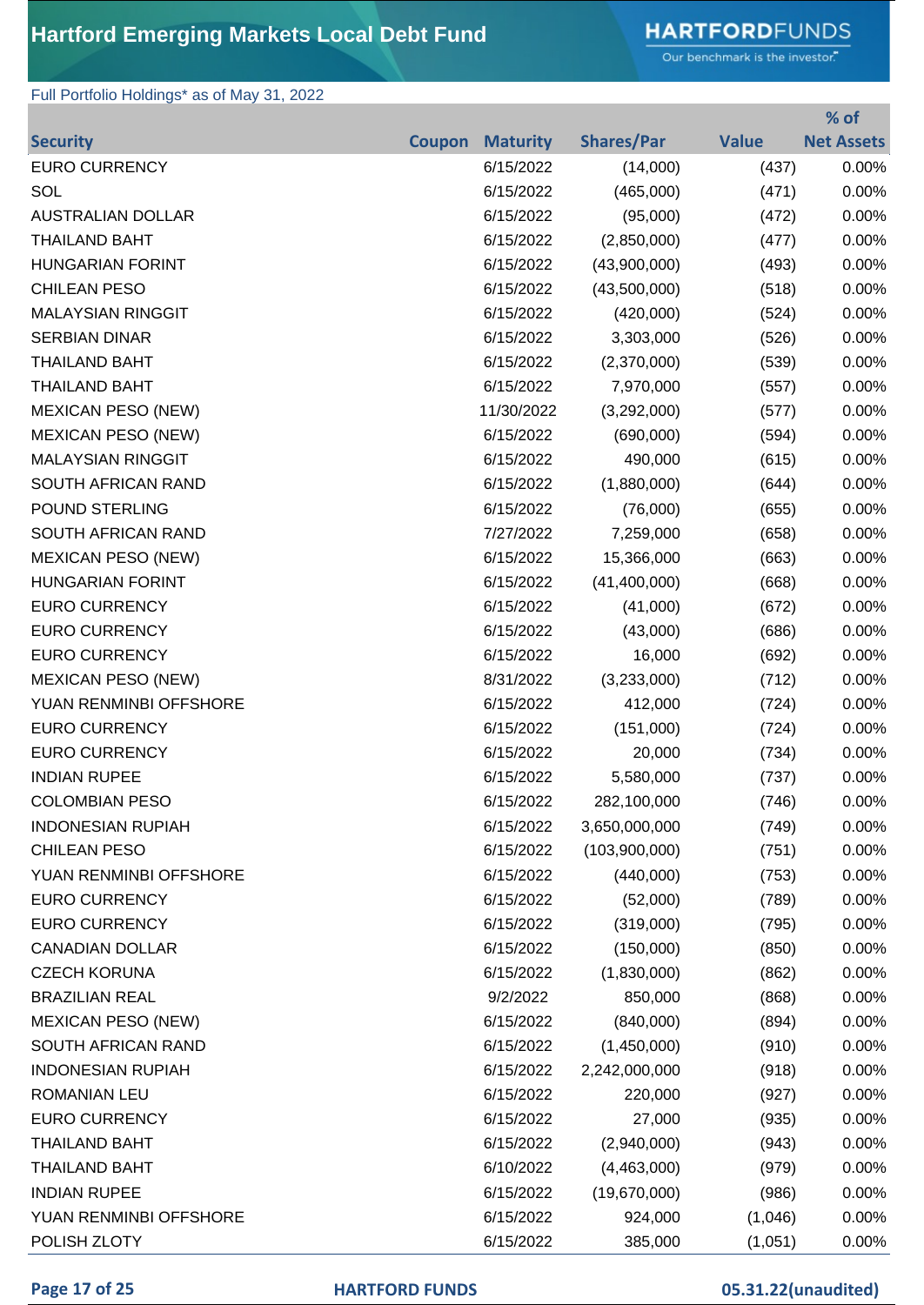# Hartford Emerging Markets Local Debt Fund

Full Portfolio Holdings* as of May 31, 2022

| Security | Coupon | Maturity | Shares/Par | Value | % of Net Assets |
|---|---|---|---|---|---|
| EURO CURRENCY | | 6/15/2022 | (14,000) | (437) | 0.00% |
| SOL | | 6/15/2022 | (465,000) | (471) | 0.00% |
| AUSTRALIAN DOLLAR | | 6/15/2022 | (95,000) | (472) | 0.00% |
| THAILAND BAHT | | 6/15/2022 | (2,850,000) | (477) | 0.00% |
| HUNGARIAN FORINT | | 6/15/2022 | (43,900,000) | (493) | 0.00% |
| CHILEAN PESO | | 6/15/2022 | (43,500,000) | (518) | 0.00% |
| MALAYSIAN RINGGIT | | 6/15/2022 | (420,000) | (524) | 0.00% |
| SERBIAN DINAR | | 6/15/2022 | 3,303,000 | (526) | 0.00% |
| THAILAND BAHT | | 6/15/2022 | (2,370,000) | (539) | 0.00% |
| THAILAND BAHT | | 6/15/2022 | 7,970,000 | (557) | 0.00% |
| MEXICAN PESO (NEW) | | 11/30/2022 | (3,292,000) | (577) | 0.00% |
| MEXICAN PESO (NEW) | | 6/15/2022 | (690,000) | (594) | 0.00% |
| MALAYSIAN RINGGIT | | 6/15/2022 | 490,000 | (615) | 0.00% |
| SOUTH AFRICAN RAND | | 6/15/2022 | (1,880,000) | (644) | 0.00% |
| POUND STERLING | | 6/15/2022 | (76,000) | (655) | 0.00% |
| SOUTH AFRICAN RAND | | 7/27/2022 | 7,259,000 | (658) | 0.00% |
| MEXICAN PESO (NEW) | | 6/15/2022 | 15,366,000 | (663) | 0.00% |
| HUNGARIAN FORINT | | 6/15/2022 | (41,400,000) | (668) | 0.00% |
| EURO CURRENCY | | 6/15/2022 | (41,000) | (672) | 0.00% |
| EURO CURRENCY | | 6/15/2022 | (43,000) | (686) | 0.00% |
| EURO CURRENCY | | 6/15/2022 | 16,000 | (692) | 0.00% |
| MEXICAN PESO (NEW) | | 8/31/2022 | (3,233,000) | (712) | 0.00% |
| YUAN RENMINBI OFFSHORE | | 6/15/2022 | 412,000 | (724) | 0.00% |
| EURO CURRENCY | | 6/15/2022 | (151,000) | (724) | 0.00% |
| EURO CURRENCY | | 6/15/2022 | 20,000 | (734) | 0.00% |
| INDIAN RUPEE | | 6/15/2022 | 5,580,000 | (737) | 0.00% |
| COLOMBIAN PESO | | 6/15/2022 | 282,100,000 | (746) | 0.00% |
| INDONESIAN RUPIAH | | 6/15/2022 | 3,650,000,000 | (749) | 0.00% |
| CHILEAN PESO | | 6/15/2022 | (103,900,000) | (751) | 0.00% |
| YUAN RENMINBI OFFSHORE | | 6/15/2022 | (440,000) | (753) | 0.00% |
| EURO CURRENCY | | 6/15/2022 | (52,000) | (789) | 0.00% |
| EURO CURRENCY | | 6/15/2022 | (319,000) | (795) | 0.00% |
| CANADIAN DOLLAR | | 6/15/2022 | (150,000) | (850) | 0.00% |
| CZECH KORUNA | | 6/15/2022 | (1,830,000) | (862) | 0.00% |
| BRAZILIAN REAL | | 9/2/2022 | 850,000 | (868) | 0.00% |
| MEXICAN PESO (NEW) | | 6/15/2022 | (840,000) | (894) | 0.00% |
| SOUTH AFRICAN RAND | | 6/15/2022 | (1,450,000) | (910) | 0.00% |
| INDONESIAN RUPIAH | | 6/15/2022 | 2,242,000,000 | (918) | 0.00% |
| ROMANIAN LEU | | 6/15/2022 | 220,000 | (927) | 0.00% |
| EURO CURRENCY | | 6/15/2022 | 27,000 | (935) | 0.00% |
| THAILAND BAHT | | 6/15/2022 | (2,940,000) | (943) | 0.00% |
| THAILAND BAHT | | 6/10/2022 | (4,463,000) | (979) | 0.00% |
| INDIAN RUPEE | | 6/15/2022 | (19,670,000) | (986) | 0.00% |
| YUAN RENMINBI OFFSHORE | | 6/15/2022 | 924,000 | (1,046) | 0.00% |
| POLISH ZLOTY | | 6/15/2022 | 385,000 | (1,051) | 0.00% |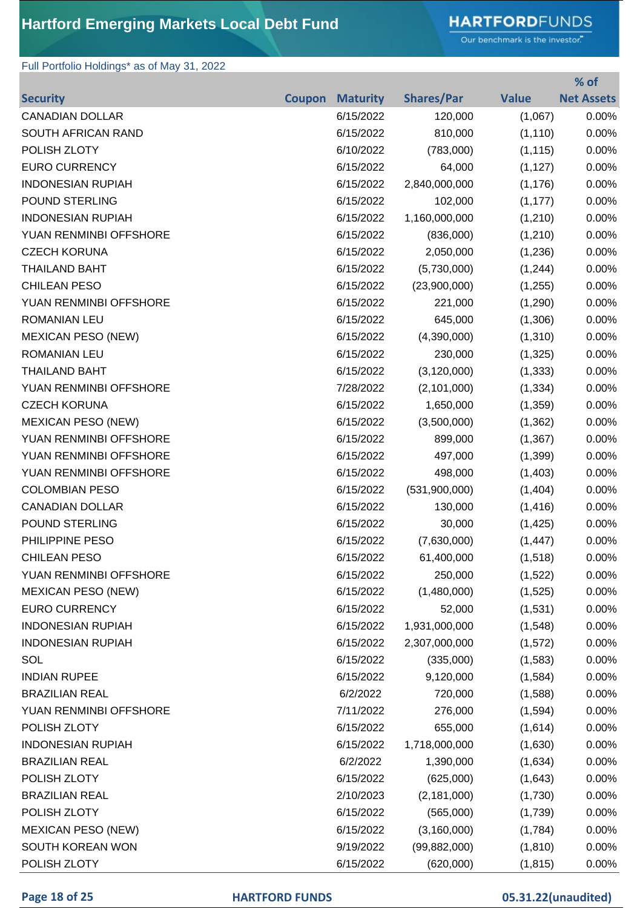Hartford Emerging Markets Local Debt Fund

Full Portfolio Holdings* as of May 31, 2022

| Security | Coupon | Maturity | Shares/Par | Value | % of Net Assets |
|---|---|---|---|---|---|
| CANADIAN DOLLAR | | 6/15/2022 | 120,000 | (1,067) | 0.00% |
| SOUTH AFRICAN RAND | | 6/15/2022 | 810,000 | (1,110) | 0.00% |
| POLISH ZLOTY | | 6/10/2022 | (783,000) | (1,115) | 0.00% |
| EURO CURRENCY | | 6/15/2022 | 64,000 | (1,127) | 0.00% |
| INDONESIAN RUPIAH | | 6/15/2022 | 2,840,000,000 | (1,176) | 0.00% |
| POUND STERLING | | 6/15/2022 | 102,000 | (1,177) | 0.00% |
| INDONESIAN RUPIAH | | 6/15/2022 | 1,160,000,000 | (1,210) | 0.00% |
| YUAN RENMINBI OFFSHORE | | 6/15/2022 | (836,000) | (1,210) | 0.00% |
| CZECH KORUNA | | 6/15/2022 | 2,050,000 | (1,236) | 0.00% |
| THAILAND BAHT | | 6/15/2022 | (5,730,000) | (1,244) | 0.00% |
| CHILEAN PESO | | 6/15/2022 | (23,900,000) | (1,255) | 0.00% |
| YUAN RENMINBI OFFSHORE | | 6/15/2022 | 221,000 | (1,290) | 0.00% |
| ROMANIAN LEU | | 6/15/2022 | 645,000 | (1,306) | 0.00% |
| MEXICAN PESO (NEW) | | 6/15/2022 | (4,390,000) | (1,310) | 0.00% |
| ROMANIAN LEU | | 6/15/2022 | 230,000 | (1,325) | 0.00% |
| THAILAND BAHT | | 6/15/2022 | (3,120,000) | (1,333) | 0.00% |
| YUAN RENMINBI OFFSHORE | | 7/28/2022 | (2,101,000) | (1,334) | 0.00% |
| CZECH KORUNA | | 6/15/2022 | 1,650,000 | (1,359) | 0.00% |
| MEXICAN PESO (NEW) | | 6/15/2022 | (3,500,000) | (1,362) | 0.00% |
| YUAN RENMINBI OFFSHORE | | 6/15/2022 | 899,000 | (1,367) | 0.00% |
| YUAN RENMINBI OFFSHORE | | 6/15/2022 | 497,000 | (1,399) | 0.00% |
| YUAN RENMINBI OFFSHORE | | 6/15/2022 | 498,000 | (1,403) | 0.00% |
| COLOMBIAN PESO | | 6/15/2022 | (531,900,000) | (1,404) | 0.00% |
| CANADIAN DOLLAR | | 6/15/2022 | 130,000 | (1,416) | 0.00% |
| POUND STERLING | | 6/15/2022 | 30,000 | (1,425) | 0.00% |
| PHILIPPINE PESO | | 6/15/2022 | (7,630,000) | (1,447) | 0.00% |
| CHILEAN PESO | | 6/15/2022 | 61,400,000 | (1,518) | 0.00% |
| YUAN RENMINBI OFFSHORE | | 6/15/2022 | 250,000 | (1,522) | 0.00% |
| MEXICAN PESO (NEW) | | 6/15/2022 | (1,480,000) | (1,525) | 0.00% |
| EURO CURRENCY | | 6/15/2022 | 52,000 | (1,531) | 0.00% |
| INDONESIAN RUPIAH | | 6/15/2022 | 1,931,000,000 | (1,548) | 0.00% |
| INDONESIAN RUPIAH | | 6/15/2022 | 2,307,000,000 | (1,572) | 0.00% |
| SOL | | 6/15/2022 | (335,000) | (1,583) | 0.00% |
| INDIAN RUPEE | | 6/15/2022 | 9,120,000 | (1,584) | 0.00% |
| BRAZILIAN REAL | | 6/2/2022 | 720,000 | (1,588) | 0.00% |
| YUAN RENMINBI OFFSHORE | | 7/11/2022 | 276,000 | (1,594) | 0.00% |
| POLISH ZLOTY | | 6/15/2022 | 655,000 | (1,614) | 0.00% |
| INDONESIAN RUPIAH | | 6/15/2022 | 1,718,000,000 | (1,630) | 0.00% |
| BRAZILIAN REAL | | 6/2/2022 | 1,390,000 | (1,634) | 0.00% |
| POLISH ZLOTY | | 6/15/2022 | (625,000) | (1,643) | 0.00% |
| BRAZILIAN REAL | | 2/10/2023 | (2,181,000) | (1,730) | 0.00% |
| POLISH ZLOTY | | 6/15/2022 | (565,000) | (1,739) | 0.00% |
| MEXICAN PESO (NEW) | | 6/15/2022 | (3,160,000) | (1,784) | 0.00% |
| SOUTH KOREAN WON | | 9/19/2022 | (99,882,000) | (1,810) | 0.00% |
| POLISH ZLOTY | | 6/15/2022 | (620,000) | (1,815) | 0.00% |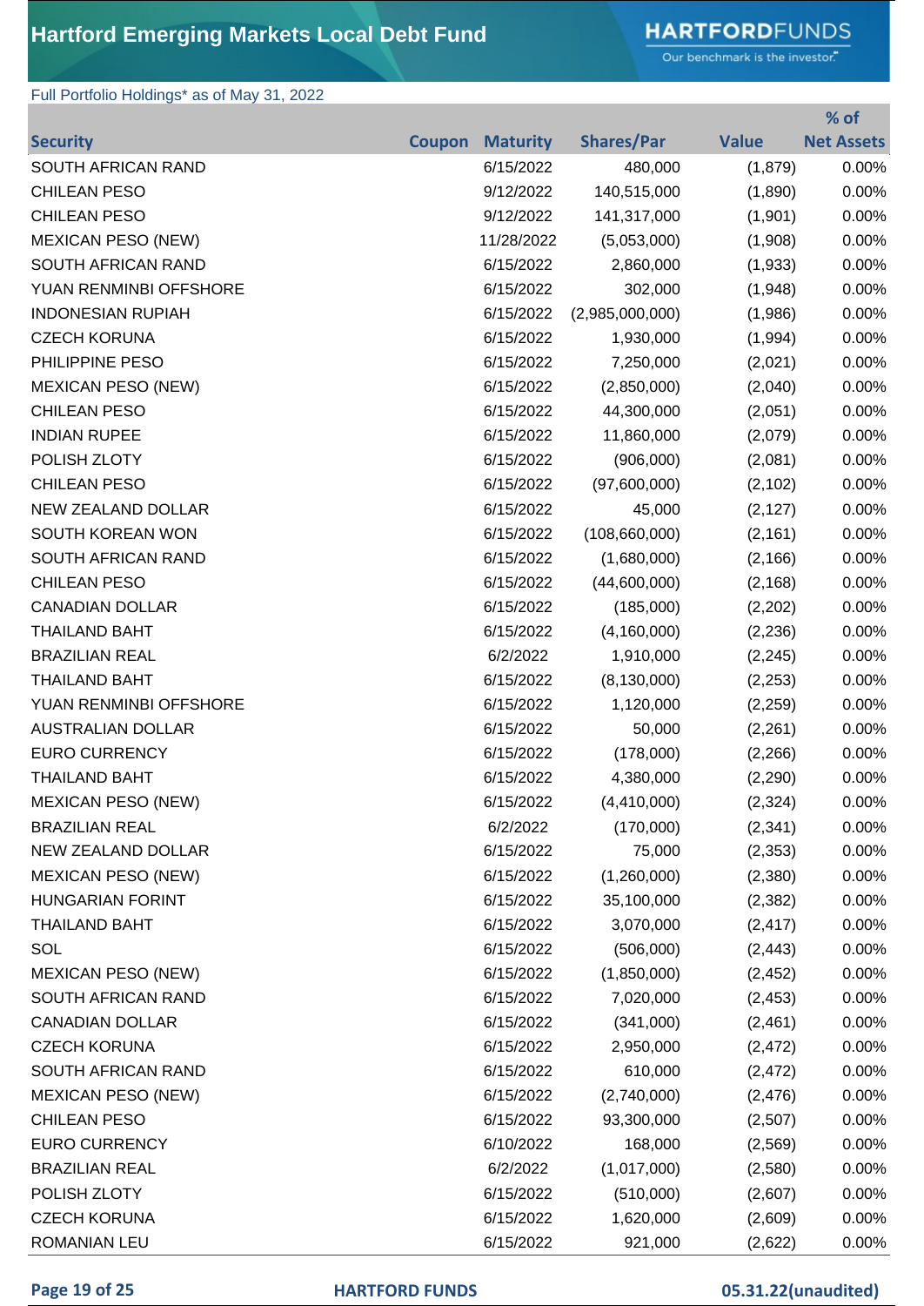# Hartford Emerging Markets Local Debt Fund

Full Portfolio Holdings* as of May 31, 2022

| Security | Coupon | Maturity | Shares/Par | Value | % of Net Assets |
|---|---|---|---|---|---|
| SOUTH AFRICAN RAND | | 6/15/2022 | 480,000 | (1,879) | 0.00% |
| CHILEAN PESO | | 9/12/2022 | 140,515,000 | (1,890) | 0.00% |
| CHILEAN PESO | | 9/12/2022 | 141,317,000 | (1,901) | 0.00% |
| MEXICAN PESO (NEW) | | 11/28/2022 | (5,053,000) | (1,908) | 0.00% |
| SOUTH AFRICAN RAND | | 6/15/2022 | 2,860,000 | (1,933) | 0.00% |
| YUAN RENMINBI OFFSHORE | | 6/15/2022 | 302,000 | (1,948) | 0.00% |
| INDONESIAN RUPIAH | | 6/15/2022 | (2,985,000,000) | (1,986) | 0.00% |
| CZECH KORUNA | | 6/15/2022 | 1,930,000 | (1,994) | 0.00% |
| PHILIPPINE PESO | | 6/15/2022 | 7,250,000 | (2,021) | 0.00% |
| MEXICAN PESO (NEW) | | 6/15/2022 | (2,850,000) | (2,040) | 0.00% |
| CHILEAN PESO | | 6/15/2022 | 44,300,000 | (2,051) | 0.00% |
| INDIAN RUPEE | | 6/15/2022 | 11,860,000 | (2,079) | 0.00% |
| POLISH ZLOTY | | 6/15/2022 | (906,000) | (2,081) | 0.00% |
| CHILEAN PESO | | 6/15/2022 | (97,600,000) | (2,102) | 0.00% |
| NEW ZEALAND DOLLAR | | 6/15/2022 | 45,000 | (2,127) | 0.00% |
| SOUTH KOREAN WON | | 6/15/2022 | (108,660,000) | (2,161) | 0.00% |
| SOUTH AFRICAN RAND | | 6/15/2022 | (1,680,000) | (2,166) | 0.00% |
| CHILEAN PESO | | 6/15/2022 | (44,600,000) | (2,168) | 0.00% |
| CANADIAN DOLLAR | | 6/15/2022 | (185,000) | (2,202) | 0.00% |
| THAILAND BAHT | | 6/15/2022 | (4,160,000) | (2,236) | 0.00% |
| BRAZILIAN REAL | | 6/2/2022 | 1,910,000 | (2,245) | 0.00% |
| THAILAND BAHT | | 6/15/2022 | (8,130,000) | (2,253) | 0.00% |
| YUAN RENMINBI OFFSHORE | | 6/15/2022 | 1,120,000 | (2,259) | 0.00% |
| AUSTRALIAN DOLLAR | | 6/15/2022 | 50,000 | (2,261) | 0.00% |
| EURO CURRENCY | | 6/15/2022 | (178,000) | (2,266) | 0.00% |
| THAILAND BAHT | | 6/15/2022 | 4,380,000 | (2,290) | 0.00% |
| MEXICAN PESO (NEW) | | 6/15/2022 | (4,410,000) | (2,324) | 0.00% |
| BRAZILIAN REAL | | 6/2/2022 | (170,000) | (2,341) | 0.00% |
| NEW ZEALAND DOLLAR | | 6/15/2022 | 75,000 | (2,353) | 0.00% |
| MEXICAN PESO (NEW) | | 6/15/2022 | (1,260,000) | (2,380) | 0.00% |
| HUNGARIAN FORINT | | 6/15/2022 | 35,100,000 | (2,382) | 0.00% |
| THAILAND BAHT | | 6/15/2022 | 3,070,000 | (2,417) | 0.00% |
| SOL | | 6/15/2022 | (506,000) | (2,443) | 0.00% |
| MEXICAN PESO (NEW) | | 6/15/2022 | (1,850,000) | (2,452) | 0.00% |
| SOUTH AFRICAN RAND | | 6/15/2022 | 7,020,000 | (2,453) | 0.00% |
| CANADIAN DOLLAR | | 6/15/2022 | (341,000) | (2,461) | 0.00% |
| CZECH KORUNA | | 6/15/2022 | 2,950,000 | (2,472) | 0.00% |
| SOUTH AFRICAN RAND | | 6/15/2022 | 610,000 | (2,472) | 0.00% |
| MEXICAN PESO (NEW) | | 6/15/2022 | (2,740,000) | (2,476) | 0.00% |
| CHILEAN PESO | | 6/15/2022 | 93,300,000 | (2,507) | 0.00% |
| EURO CURRENCY | | 6/10/2022 | 168,000 | (2,569) | 0.00% |
| BRAZILIAN REAL | | 6/2/2022 | (1,017,000) | (2,580) | 0.00% |
| POLISH ZLOTY | | 6/15/2022 | (510,000) | (2,607) | 0.00% |
| CZECH KORUNA | | 6/15/2022 | 1,620,000 | (2,609) | 0.00% |
| ROMANIAN LEU | | 6/15/2022 | 921,000 | (2,622) | 0.00% |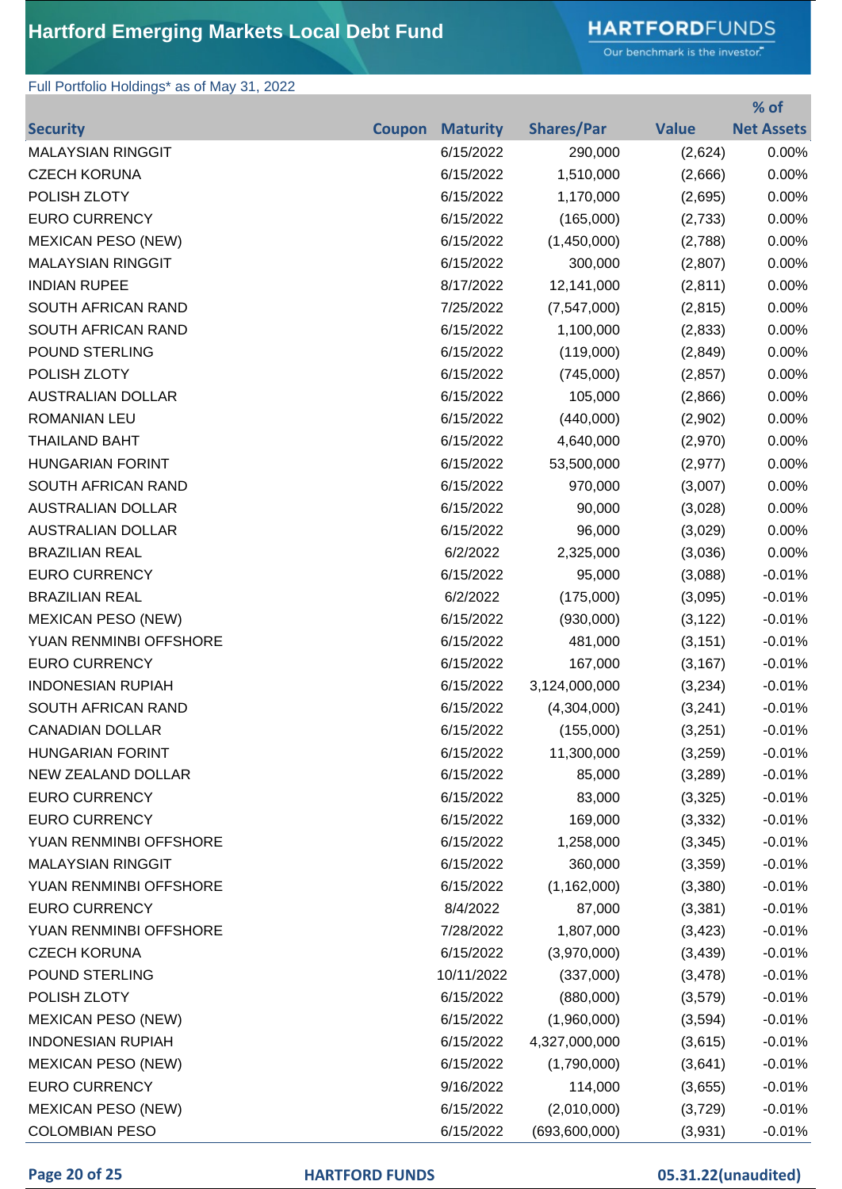# Hartford Emerging Markets Local Debt Fund

Full Portfolio Holdings* as of May 31, 2022

| Security | Coupon | Maturity | Shares/Par | Value | % of Net Assets |
|---|---|---|---|---|---|
| MALAYSIAN RINGGIT | | 6/15/2022 | 290,000 | (2,624) | 0.00% |
| CZECH KORUNA | | 6/15/2022 | 1,510,000 | (2,666) | 0.00% |
| POLISH ZLOTY | | 6/15/2022 | 1,170,000 | (2,695) | 0.00% |
| EURO CURRENCY | | 6/15/2022 | (165,000) | (2,733) | 0.00% |
| MEXICAN PESO (NEW) | | 6/15/2022 | (1,450,000) | (2,788) | 0.00% |
| MALAYSIAN RINGGIT | | 6/15/2022 | 300,000 | (2,807) | 0.00% |
| INDIAN RUPEE | | 8/17/2022 | 12,141,000 | (2,811) | 0.00% |
| SOUTH AFRICAN RAND | | 7/25/2022 | (7,547,000) | (2,815) | 0.00% |
| SOUTH AFRICAN RAND | | 6/15/2022 | 1,100,000 | (2,833) | 0.00% |
| POUND STERLING | | 6/15/2022 | (119,000) | (2,849) | 0.00% |
| POLISH ZLOTY | | 6/15/2022 | (745,000) | (2,857) | 0.00% |
| AUSTRALIAN DOLLAR | | 6/15/2022 | 105,000 | (2,866) | 0.00% |
| ROMANIAN LEU | | 6/15/2022 | (440,000) | (2,902) | 0.00% |
| THAILAND BAHT | | 6/15/2022 | 4,640,000 | (2,970) | 0.00% |
| HUNGARIAN FORINT | | 6/15/2022 | 53,500,000 | (2,977) | 0.00% |
| SOUTH AFRICAN RAND | | 6/15/2022 | 970,000 | (3,007) | 0.00% |
| AUSTRALIAN DOLLAR | | 6/15/2022 | 90,000 | (3,028) | 0.00% |
| AUSTRALIAN DOLLAR | | 6/15/2022 | 96,000 | (3,029) | 0.00% |
| BRAZILIAN REAL | | 6/2/2022 | 2,325,000 | (3,036) | 0.00% |
| EURO CURRENCY | | 6/15/2022 | 95,000 | (3,088) | -0.01% |
| BRAZILIAN REAL | | 6/2/2022 | (175,000) | (3,095) | -0.01% |
| MEXICAN PESO (NEW) | | 6/15/2022 | (930,000) | (3,122) | -0.01% |
| YUAN RENMINBI OFFSHORE | | 6/15/2022 | 481,000 | (3,151) | -0.01% |
| EURO CURRENCY | | 6/15/2022 | 167,000 | (3,167) | -0.01% |
| INDONESIAN RUPIAH | | 6/15/2022 | 3,124,000,000 | (3,234) | -0.01% |
| SOUTH AFRICAN RAND | | 6/15/2022 | (4,304,000) | (3,241) | -0.01% |
| CANADIAN DOLLAR | | 6/15/2022 | (155,000) | (3,251) | -0.01% |
| HUNGARIAN FORINT | | 6/15/2022 | 11,300,000 | (3,259) | -0.01% |
| NEW ZEALAND DOLLAR | | 6/15/2022 | 85,000 | (3,289) | -0.01% |
| EURO CURRENCY | | 6/15/2022 | 83,000 | (3,325) | -0.01% |
| EURO CURRENCY | | 6/15/2022 | 169,000 | (3,332) | -0.01% |
| YUAN RENMINBI OFFSHORE | | 6/15/2022 | 1,258,000 | (3,345) | -0.01% |
| MALAYSIAN RINGGIT | | 6/15/2022 | 360,000 | (3,359) | -0.01% |
| YUAN RENMINBI OFFSHORE | | 6/15/2022 | (1,162,000) | (3,380) | -0.01% |
| EURO CURRENCY | | 8/4/2022 | 87,000 | (3,381) | -0.01% |
| YUAN RENMINBI OFFSHORE | | 7/28/2022 | 1,807,000 | (3,423) | -0.01% |
| CZECH KORUNA | | 6/15/2022 | (3,970,000) | (3,439) | -0.01% |
| POUND STERLING | | 10/11/2022 | (337,000) | (3,478) | -0.01% |
| POLISH ZLOTY | | 6/15/2022 | (880,000) | (3,579) | -0.01% |
| MEXICAN PESO (NEW) | | 6/15/2022 | (1,960,000) | (3,594) | -0.01% |
| INDONESIAN RUPIAH | | 6/15/2022 | 4,327,000,000 | (3,615) | -0.01% |
| MEXICAN PESO (NEW) | | 6/15/2022 | (1,790,000) | (3,641) | -0.01% |
| EURO CURRENCY | | 9/16/2022 | 114,000 | (3,655) | -0.01% |
| MEXICAN PESO (NEW) | | 6/15/2022 | (2,010,000) | (3,729) | -0.01% |
| COLOMBIAN PESO | | 6/15/2022 | (693,600,000) | (3,931) | -0.01% |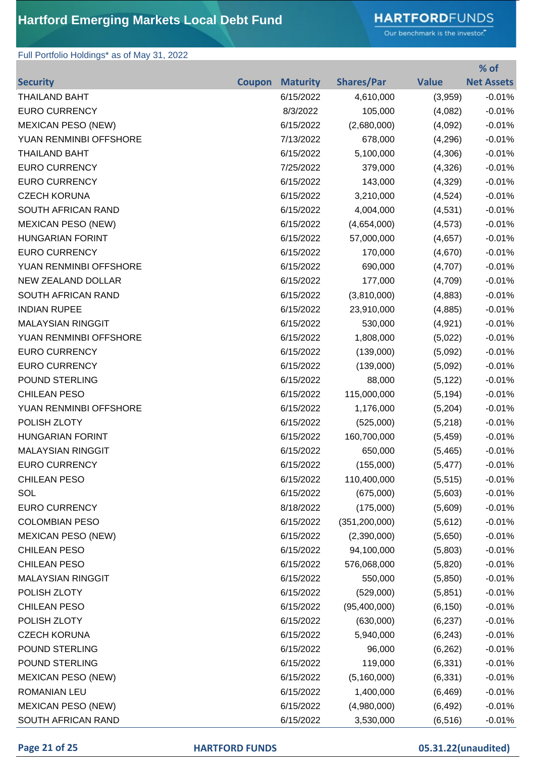# Hartford Emerging Markets Local Debt Fund

Full Portfolio Holdings* as of May 31, 2022

| Security | Coupon | Maturity | Shares/Par | Value | % of Net Assets |
|---|---|---|---|---|---|
| THAILAND BAHT | | 6/15/2022 | 4,610,000 | (3,959) | -0.01% |
| EURO CURRENCY | | 8/3/2022 | 105,000 | (4,082) | -0.01% |
| MEXICAN PESO (NEW) | | 6/15/2022 | (2,680,000) | (4,092) | -0.01% |
| YUAN RENMINBI OFFSHORE | | 7/13/2022 | 678,000 | (4,296) | -0.01% |
| THAILAND BAHT | | 6/15/2022 | 5,100,000 | (4,306) | -0.01% |
| EURO CURRENCY | | 7/25/2022 | 379,000 | (4,326) | -0.01% |
| EURO CURRENCY | | 6/15/2022 | 143,000 | (4,329) | -0.01% |
| CZECH KORUNA | | 6/15/2022 | 3,210,000 | (4,524) | -0.01% |
| SOUTH AFRICAN RAND | | 6/15/2022 | 4,004,000 | (4,531) | -0.01% |
| MEXICAN PESO (NEW) | | 6/15/2022 | (4,654,000) | (4,573) | -0.01% |
| HUNGARIAN FORINT | | 6/15/2022 | 57,000,000 | (4,657) | -0.01% |
| EURO CURRENCY | | 6/15/2022 | 170,000 | (4,670) | -0.01% |
| YUAN RENMINBI OFFSHORE | | 6/15/2022 | 690,000 | (4,707) | -0.01% |
| NEW ZEALAND DOLLAR | | 6/15/2022 | 177,000 | (4,709) | -0.01% |
| SOUTH AFRICAN RAND | | 6/15/2022 | (3,810,000) | (4,883) | -0.01% |
| INDIAN RUPEE | | 6/15/2022 | 23,910,000 | (4,885) | -0.01% |
| MALAYSIAN RINGGIT | | 6/15/2022 | 530,000 | (4,921) | -0.01% |
| YUAN RENMINBI OFFSHORE | | 6/15/2022 | 1,808,000 | (5,022) | -0.01% |
| EURO CURRENCY | | 6/15/2022 | (139,000) | (5,092) | -0.01% |
| EURO CURRENCY | | 6/15/2022 | (139,000) | (5,092) | -0.01% |
| POUND STERLING | | 6/15/2022 | 88,000 | (5,122) | -0.01% |
| CHILEAN PESO | | 6/15/2022 | 115,000,000 | (5,194) | -0.01% |
| YUAN RENMINBI OFFSHORE | | 6/15/2022 | 1,176,000 | (5,204) | -0.01% |
| POLISH ZLOTY | | 6/15/2022 | (525,000) | (5,218) | -0.01% |
| HUNGARIAN FORINT | | 6/15/2022 | 160,700,000 | (5,459) | -0.01% |
| MALAYSIAN RINGGIT | | 6/15/2022 | 650,000 | (5,465) | -0.01% |
| EURO CURRENCY | | 6/15/2022 | (155,000) | (5,477) | -0.01% |
| CHILEAN PESO | | 6/15/2022 | 110,400,000 | (5,515) | -0.01% |
| SOL | | 6/15/2022 | (675,000) | (5,603) | -0.01% |
| EURO CURRENCY | | 8/18/2022 | (175,000) | (5,609) | -0.01% |
| COLOMBIAN PESO | | 6/15/2022 | (351,200,000) | (5,612) | -0.01% |
| MEXICAN PESO (NEW) | | 6/15/2022 | (2,390,000) | (5,650) | -0.01% |
| CHILEAN PESO | | 6/15/2022 | 94,100,000 | (5,803) | -0.01% |
| CHILEAN PESO | | 6/15/2022 | 576,068,000 | (5,820) | -0.01% |
| MALAYSIAN RINGGIT | | 6/15/2022 | 550,000 | (5,850) | -0.01% |
| POLISH ZLOTY | | 6/15/2022 | (529,000) | (5,851) | -0.01% |
| CHILEAN PESO | | 6/15/2022 | (95,400,000) | (6,150) | -0.01% |
| POLISH ZLOTY | | 6/15/2022 | (630,000) | (6,237) | -0.01% |
| CZECH KORUNA | | 6/15/2022 | 5,940,000 | (6,243) | -0.01% |
| POUND STERLING | | 6/15/2022 | 96,000 | (6,262) | -0.01% |
| POUND STERLING | | 6/15/2022 | 119,000 | (6,331) | -0.01% |
| MEXICAN PESO (NEW) | | 6/15/2022 | (5,160,000) | (6,331) | -0.01% |
| ROMANIAN LEU | | 6/15/2022 | 1,400,000 | (6,469) | -0.01% |
| MEXICAN PESO (NEW) | | 6/15/2022 | (4,980,000) | (6,492) | -0.01% |
| SOUTH AFRICAN RAND | | 6/15/2022 | 3,530,000 | (6,516) | -0.01% |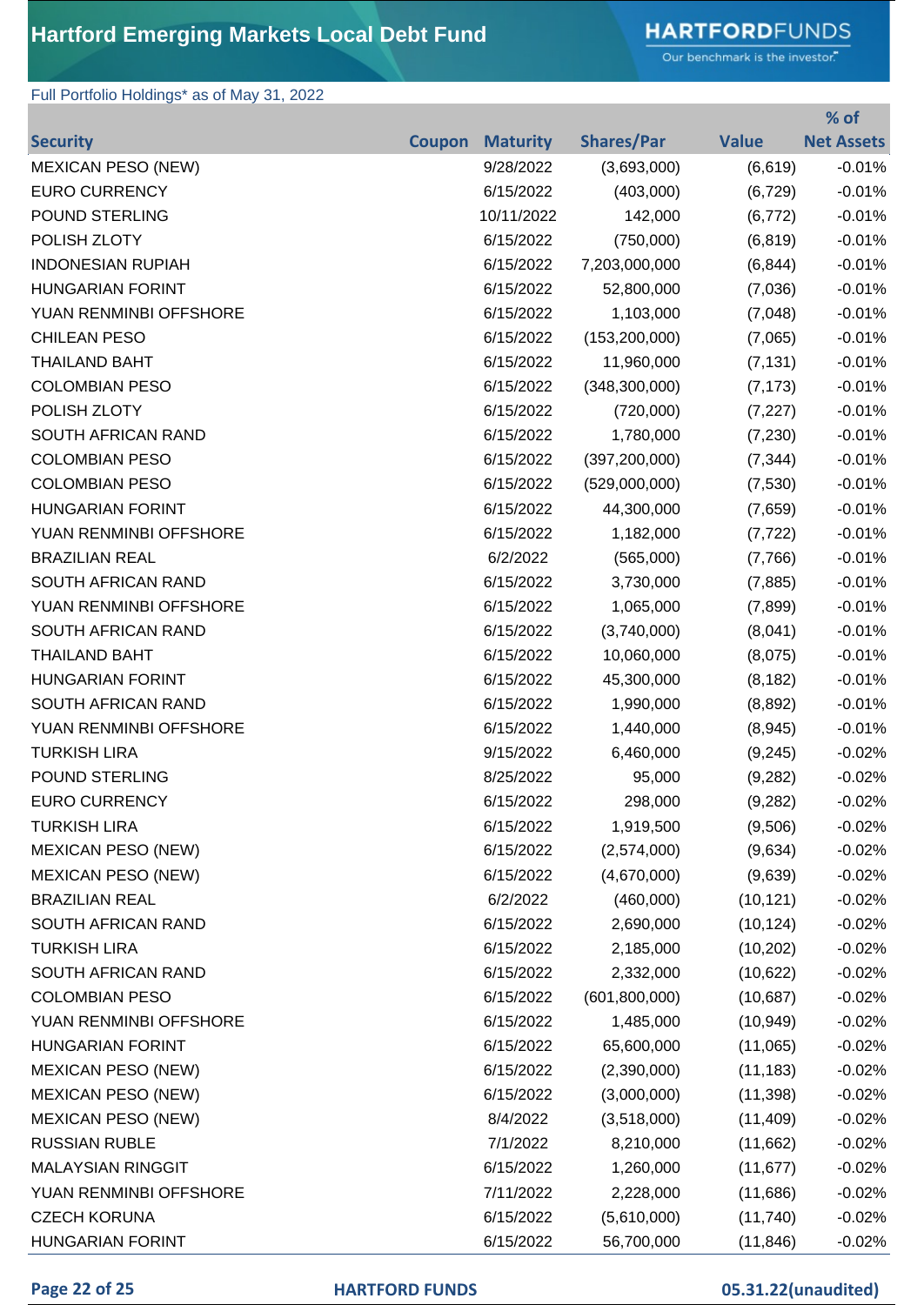# Hartford Emerging Markets Local Debt Fund

Full Portfolio Holdings* as of May 31, 2022

| Security | Coupon | Maturity | Shares/Par | Value | % of Net Assets |
|---|---|---|---|---|---|
| MEXICAN PESO (NEW) | | 9/28/2022 | (3,693,000) | (6,619) | -0.01% |
| EURO CURRENCY | | 6/15/2022 | (403,000) | (6,729) | -0.01% |
| POUND STERLING | | 10/11/2022 | 142,000 | (6,772) | -0.01% |
| POLISH ZLOTY | | 6/15/2022 | (750,000) | (6,819) | -0.01% |
| INDONESIAN RUPIAH | | 6/15/2022 | 7,203,000,000 | (6,844) | -0.01% |
| HUNGARIAN FORINT | | 6/15/2022 | 52,800,000 | (7,036) | -0.01% |
| YUAN RENMINBI OFFSHORE | | 6/15/2022 | 1,103,000 | (7,048) | -0.01% |
| CHILEAN PESO | | 6/15/2022 | (153,200,000) | (7,065) | -0.01% |
| THAILAND BAHT | | 6/15/2022 | 11,960,000 | (7,131) | -0.01% |
| COLOMBIAN PESO | | 6/15/2022 | (348,300,000) | (7,173) | -0.01% |
| POLISH ZLOTY | | 6/15/2022 | (720,000) | (7,227) | -0.01% |
| SOUTH AFRICAN RAND | | 6/15/2022 | 1,780,000 | (7,230) | -0.01% |
| COLOMBIAN PESO | | 6/15/2022 | (397,200,000) | (7,344) | -0.01% |
| COLOMBIAN PESO | | 6/15/2022 | (529,000,000) | (7,530) | -0.01% |
| HUNGARIAN FORINT | | 6/15/2022 | 44,300,000 | (7,659) | -0.01% |
| YUAN RENMINBI OFFSHORE | | 6/15/2022 | 1,182,000 | (7,722) | -0.01% |
| BRAZILIAN REAL | | 6/2/2022 | (565,000) | (7,766) | -0.01% |
| SOUTH AFRICAN RAND | | 6/15/2022 | 3,730,000 | (7,885) | -0.01% |
| YUAN RENMINBI OFFSHORE | | 6/15/2022 | 1,065,000 | (7,899) | -0.01% |
| SOUTH AFRICAN RAND | | 6/15/2022 | (3,740,000) | (8,041) | -0.01% |
| THAILAND BAHT | | 6/15/2022 | 10,060,000 | (8,075) | -0.01% |
| HUNGARIAN FORINT | | 6/15/2022 | 45,300,000 | (8,182) | -0.01% |
| SOUTH AFRICAN RAND | | 6/15/2022 | 1,990,000 | (8,892) | -0.01% |
| YUAN RENMINBI OFFSHORE | | 6/15/2022 | 1,440,000 | (8,945) | -0.01% |
| TURKISH LIRA | | 9/15/2022 | 6,460,000 | (9,245) | -0.02% |
| POUND STERLING | | 8/25/2022 | 95,000 | (9,282) | -0.02% |
| EURO CURRENCY | | 6/15/2022 | 298,000 | (9,282) | -0.02% |
| TURKISH LIRA | | 6/15/2022 | 1,919,500 | (9,506) | -0.02% |
| MEXICAN PESO (NEW) | | 6/15/2022 | (2,574,000) | (9,634) | -0.02% |
| MEXICAN PESO (NEW) | | 6/15/2022 | (4,670,000) | (9,639) | -0.02% |
| BRAZILIAN REAL | | 6/2/2022 | (460,000) | (10,121) | -0.02% |
| SOUTH AFRICAN RAND | | 6/15/2022 | 2,690,000 | (10,124) | -0.02% |
| TURKISH LIRA | | 6/15/2022 | 2,185,000 | (10,202) | -0.02% |
| SOUTH AFRICAN RAND | | 6/15/2022 | 2,332,000 | (10,622) | -0.02% |
| COLOMBIAN PESO | | 6/15/2022 | (601,800,000) | (10,687) | -0.02% |
| YUAN RENMINBI OFFSHORE | | 6/15/2022 | 1,485,000 | (10,949) | -0.02% |
| HUNGARIAN FORINT | | 6/15/2022 | 65,600,000 | (11,065) | -0.02% |
| MEXICAN PESO (NEW) | | 6/15/2022 | (2,390,000) | (11,183) | -0.02% |
| MEXICAN PESO (NEW) | | 6/15/2022 | (3,000,000) | (11,398) | -0.02% |
| MEXICAN PESO (NEW) | | 8/4/2022 | (3,518,000) | (11,409) | -0.02% |
| RUSSIAN RUBLE | | 7/1/2022 | 8,210,000 | (11,662) | -0.02% |
| MALAYSIAN RINGGIT | | 6/15/2022 | 1,260,000 | (11,677) | -0.02% |
| YUAN RENMINBI OFFSHORE | | 7/11/2022 | 2,228,000 | (11,686) | -0.02% |
| CZECH KORUNA | | 6/15/2022 | (5,610,000) | (11,740) | -0.02% |
| HUNGARIAN FORINT | | 6/15/2022 | 56,700,000 | (11,846) | -0.02% |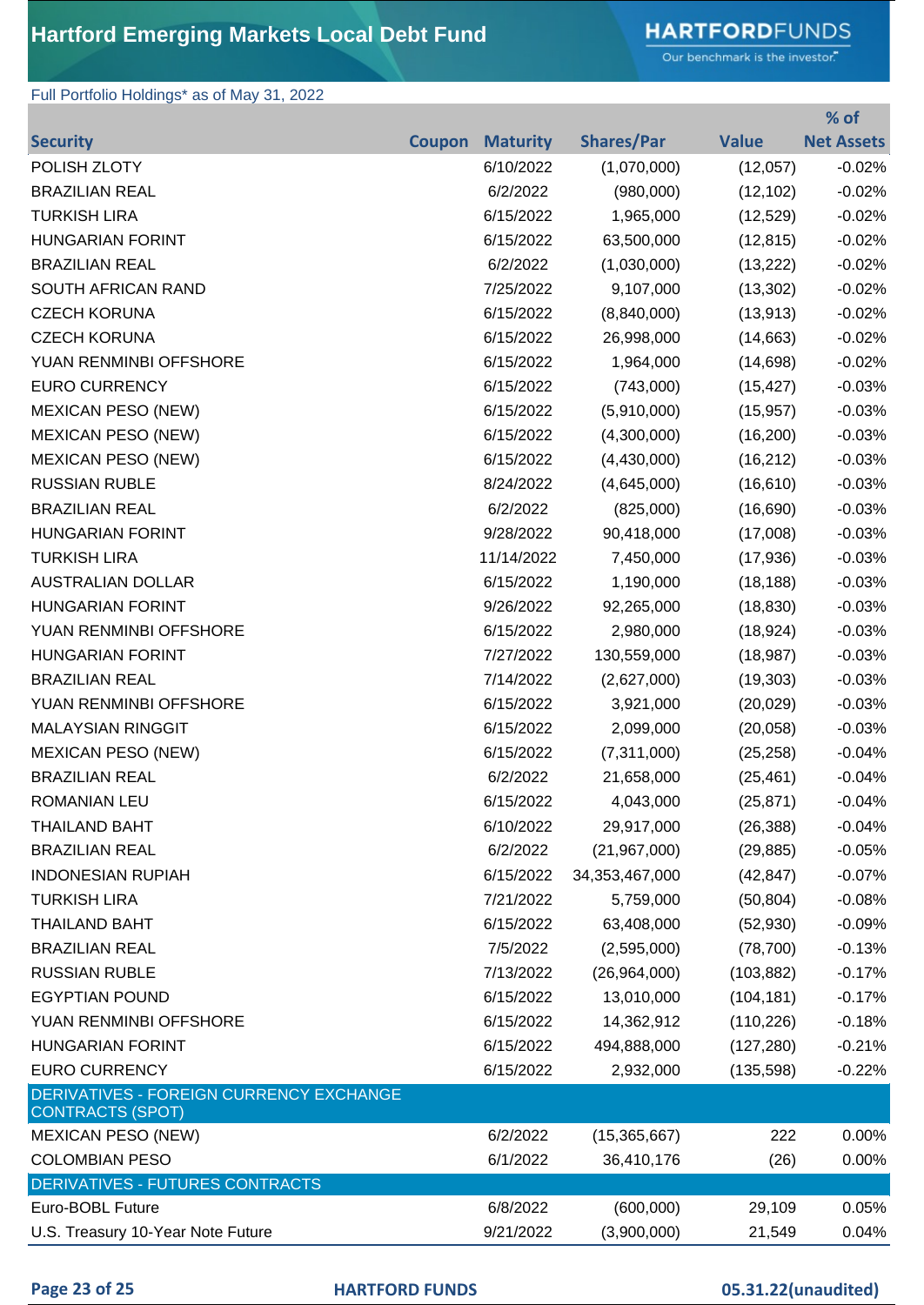# Hartford Emerging Markets Local Debt Fund

Full Portfolio Holdings* as of May 31, 2022

| Security | Coupon | Maturity | Shares/Par | Value | % of Net Assets |
|---|---|---|---|---|---|
| POLISH ZLOTY | | 6/10/2022 | (1,070,000) | (12,057) | -0.02% |
| BRAZILIAN REAL | | 6/2/2022 | (980,000) | (12,102) | -0.02% |
| TURKISH LIRA | | 6/15/2022 | 1,965,000 | (12,529) | -0.02% |
| HUNGARIAN FORINT | | 6/15/2022 | 63,500,000 | (12,815) | -0.02% |
| BRAZILIAN REAL | | 6/2/2022 | (1,030,000) | (13,222) | -0.02% |
| SOUTH AFRICAN RAND | | 7/25/2022 | 9,107,000 | (13,302) | -0.02% |
| CZECH KORUNA | | 6/15/2022 | (8,840,000) | (13,913) | -0.02% |
| CZECH KORUNA | | 6/15/2022 | 26,998,000 | (14,663) | -0.02% |
| YUAN RENMINBI OFFSHORE | | 6/15/2022 | 1,964,000 | (14,698) | -0.02% |
| EURO CURRENCY | | 6/15/2022 | (743,000) | (15,427) | -0.03% |
| MEXICAN PESO (NEW) | | 6/15/2022 | (5,910,000) | (15,957) | -0.03% |
| MEXICAN PESO (NEW) | | 6/15/2022 | (4,300,000) | (16,200) | -0.03% |
| MEXICAN PESO (NEW) | | 6/15/2022 | (4,430,000) | (16,212) | -0.03% |
| RUSSIAN RUBLE | | 8/24/2022 | (4,645,000) | (16,610) | -0.03% |
| BRAZILIAN REAL | | 6/2/2022 | (825,000) | (16,690) | -0.03% |
| HUNGARIAN FORINT | | 9/28/2022 | 90,418,000 | (17,008) | -0.03% |
| TURKISH LIRA | | 11/14/2022 | 7,450,000 | (17,936) | -0.03% |
| AUSTRALIAN DOLLAR | | 6/15/2022 | 1,190,000 | (18,188) | -0.03% |
| HUNGARIAN FORINT | | 9/26/2022 | 92,265,000 | (18,830) | -0.03% |
| YUAN RENMINBI OFFSHORE | | 6/15/2022 | 2,980,000 | (18,924) | -0.03% |
| HUNGARIAN FORINT | | 7/27/2022 | 130,559,000 | (18,987) | -0.03% |
| BRAZILIAN REAL | | 7/14/2022 | (2,627,000) | (19,303) | -0.03% |
| YUAN RENMINBI OFFSHORE | | 6/15/2022 | 3,921,000 | (20,029) | -0.03% |
| MALAYSIAN RINGGIT | | 6/15/2022 | 2,099,000 | (20,058) | -0.03% |
| MEXICAN PESO (NEW) | | 6/15/2022 | (7,311,000) | (25,258) | -0.04% |
| BRAZILIAN REAL | | 6/2/2022 | 21,658,000 | (25,461) | -0.04% |
| ROMANIAN LEU | | 6/15/2022 | 4,043,000 | (25,871) | -0.04% |
| THAILAND BAHT | | 6/10/2022 | 29,917,000 | (26,388) | -0.04% |
| BRAZILIAN REAL | | 6/2/2022 | (21,967,000) | (29,885) | -0.05% |
| INDONESIAN RUPIAH | | 6/15/2022 | 34,353,467,000 | (42,847) | -0.07% |
| TURKISH LIRA | | 7/21/2022 | 5,759,000 | (50,804) | -0.08% |
| THAILAND BAHT | | 6/15/2022 | 63,408,000 | (52,930) | -0.09% |
| BRAZILIAN REAL | | 7/5/2022 | (2,595,000) | (78,700) | -0.13% |
| RUSSIAN RUBLE | | 7/13/2022 | (26,964,000) | (103,882) | -0.17% |
| EGYPTIAN POUND | | 6/15/2022 | 13,010,000 | (104,181) | -0.17% |
| YUAN RENMINBI OFFSHORE | | 6/15/2022 | 14,362,912 | (110,226) | -0.18% |
| HUNGARIAN FORINT | | 6/15/2022 | 494,888,000 | (127,280) | -0.21% |
| EURO CURRENCY | | 6/15/2022 | 2,932,000 | (135,598) | -0.22% |
| **DERIVATIVES - FOREIGN CURRENCY EXCHANGE CONTRACTS (SPOT)** | | | | | |
| MEXICAN PESO (NEW) | | 6/2/2022 | (15,365,667) | 222 | 0.00% |
| COLOMBIAN PESO | | 6/1/2022 | 36,410,176 | (26) | 0.00% |
| **DERIVATIVES - FUTURES CONTRACTS** | | | | | |
| Euro-BOBL Future | | 6/8/2022 | (600,000) | 29,109 | 0.05% |
| U.S. Treasury 10-Year Note Future | | 9/21/2022 | (3,900,000) | 21,549 | 0.04% |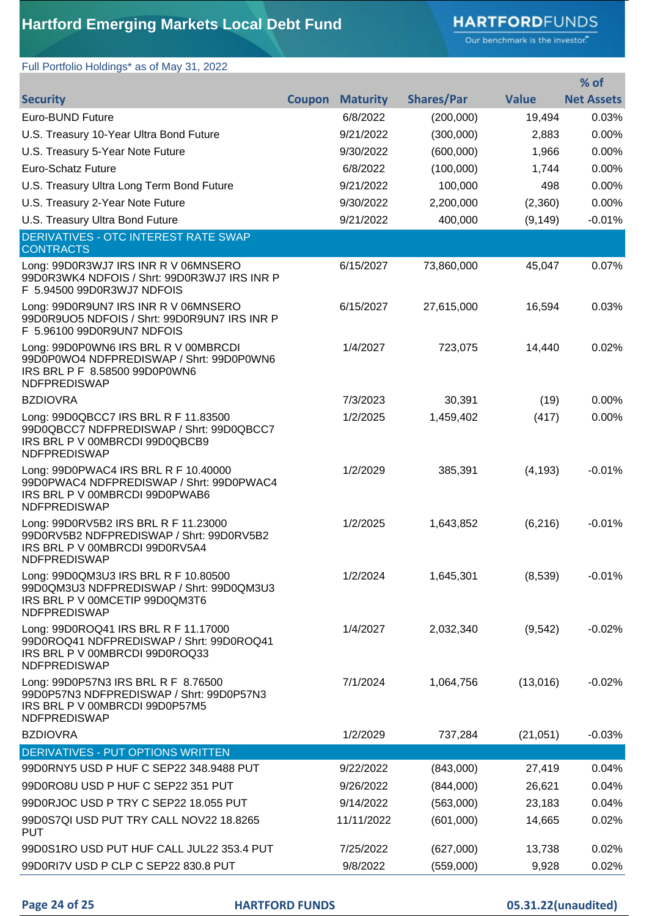# Hartford Emerging Markets Local Debt Fund

Full Portfolio Holdings* as of May 31, 2022

| Security | Coupon | Maturity | Shares/Par | Value | % of Net Assets |
|---|---|---|---|---|---|
| Euro-BUND Future | | 6/8/2022 | (200,000) | 19,494 | 0.03% |
| U.S. Treasury 10-Year Ultra Bond Future | | 9/21/2022 | (300,000) | 2,883 | 0.00% |
| U.S. Treasury 5-Year Note Future | | 9/30/2022 | (600,000) | 1,966 | 0.00% |
| Euro-Schatz Future | | 6/8/2022 | (100,000) | 1,744 | 0.00% |
| U.S. Treasury Ultra Long Term Bond Future | | 9/21/2022 | 100,000 | 498 | 0.00% |
| U.S. Treasury 2-Year Note Future | | 9/30/2022 | 2,200,000 | (2,360) | 0.00% |
| U.S. Treasury Ultra Bond Future | | 9/21/2022 | 400,000 | (9,149) | -0.01% |
| **DERIVATIVES - OTC INTEREST RATE SWAP CONTRACTS** | | | | | |
| Long: 99D0R3WJ7 IRS INR R V 06MNSERO 99D0R3WK4 NDFOIS / Shrt: 99D0R3WJ7 IRS INR P F 5.94500 99D0R3WJ7 NDFOIS | | 6/15/2027 | 73,860,000 | 45,047 | 0.07% |
| Long: 99D0R9UN7 IRS INR R V 06MNSERO 99D0R9UO5 NDFOIS / Shrt: 99D0R9UN7 IRS INR P F 5.96100 99D0R9UN7 NDFOIS | | 6/15/2027 | 27,615,000 | 16,594 | 0.03% |
| Long: 99D0P0WN6 IRS BRL R V 00MBRCDI 99D0P0WO4 NDFPREDISWAP / Shrt: 99D0P0WN6 IRS BRL P F 8.58500 99D0P0WN6 NDFPREDISWAP | | 1/4/2027 | 723,075 | 14,440 | 0.02% |
| BZDIOVRA | | 7/3/2023 | 30,391 | (19) | 0.00% |
| Long: 99D0QBCC7 IRS BRL R F 11.83500 99D0QBCC7 NDFPREDISWAP / Shrt: 99D0QBCC7 IRS BRL P V 00MBRCDI 99D0QBCB9 NDFPREDISWAP | | 1/2/2025 | 1,459,402 | (417) | 0.00% |
| Long: 99D0PWAC4 IRS BRL R F 10.40000 99D0PWAC4 NDFPREDISWAP / Shrt: 99D0PWAC4 IRS BRL P V 00MBRCDI 99D0PWAB6 NDFPREDISWAP | | 1/2/2029 | 385,391 | (4,193) | -0.01% |
| Long: 99D0RV5B2 IRS BRL R F 11.23000 99D0RV5B2 NDFPREDISWAP / Shrt: 99D0RV5B2 IRS BRL P V 00MBRCDI 99D0RV5A4 NDFPREDISWAP | | 1/2/2025 | 1,643,852 | (6,216) | -0.01% |
| Long: 99D0QM3U3 IRS BRL R F 10.80500 99D0QM3U3 NDFPREDISWAP / Shrt: 99D0QM3U3 IRS BRL P V 00MCETIP 99D0QM3T6 NDFPREDISWAP | | 1/2/2024 | 1,645,301 | (8,539) | -0.01% |
| Long: 99D0ROQ41 IRS BRL R F 11.17000 99D0ROQ41 NDFPREDISWAP / Shrt: 99D0ROQ41 IRS BRL P V 00MBRCDI 99D0ROQ33 NDFPREDISWAP | | 1/4/2027 | 2,032,340 | (9,542) | -0.02% |
| Long: 99D0P57N3 IRS BRL R F 8.76500 99D0P57N3 NDFPREDISWAP / Shrt: 99D0P57N3 IRS BRL P V 00MBRCDI 99D0P57M5 NDFPREDISWAP | | 7/1/2024 | 1,064,756 | (13,016) | -0.02% |
| BZDIOVRA | | 1/2/2029 | 737,284 | (21,051) | -0.03% |
| **DERIVATIVES - PUT OPTIONS WRITTEN** | | | | | |
| 99D0RNY5 USD P HUF C SEP22 348.9488 PUT | | 9/22/2022 | (843,000) | 27,419 | 0.04% |
| 99D0RO8U USD P HUF C SEP22 351 PUT | | 9/26/2022 | (844,000) | 26,621 | 0.04% |
| 99D0RJOC USD P TRY C SEP22 18.055 PUT | | 9/14/2022 | (563,000) | 23,183 | 0.04% |
| 99D0S7QI USD PUT TRY CALL NOV22 18.8265 PUT | | 11/11/2022 | (601,000) | 14,665 | 0.02% |
| 99D0S1RO USD PUT HUF CALL JUL22 353.4 PUT | | 7/25/2022 | (627,000) | 13,738 | 0.02% |
| 99D0RI7V USD P CLP C SEP22 830.8 PUT | | 9/8/2022 | (559,000) | 9,928 | 0.02% |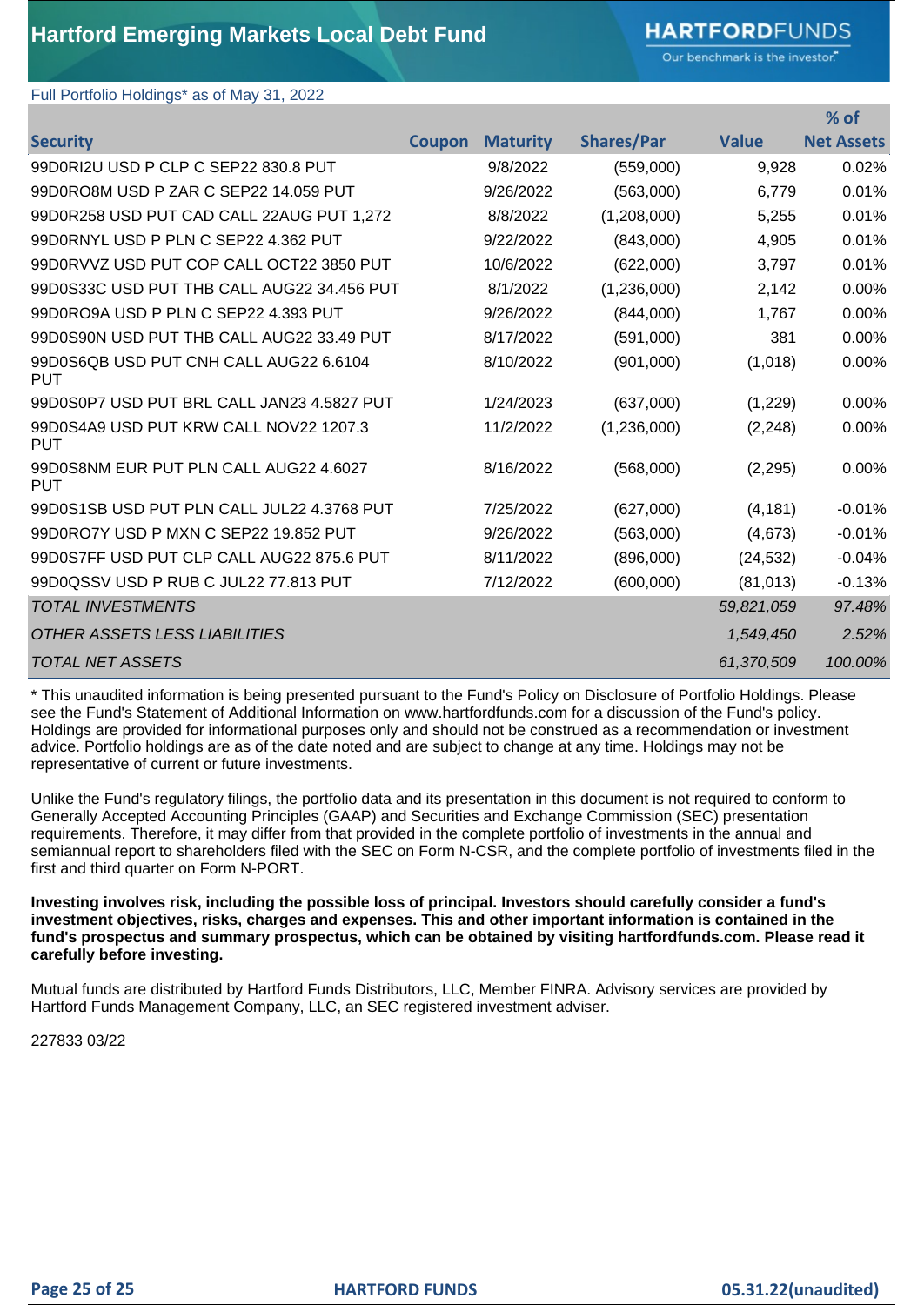Hartford Emerging Markets Local Debt Fund

Full Portfolio Holdings* as of May 31, 2022

| Security | Coupon | Maturity | Shares/Par | Value | % of Net Assets |
|---|---|---|---|---|---|
| 99D0RI2U USD P CLP C SEP22 830.8 PUT | | 9/8/2022 | (559,000) | 9,928 | 0.02% |
| 99D0RO8M USD P ZAR C SEP22 14.059 PUT | | 9/26/2022 | (563,000) | 6,779 | 0.01% |
| 99D0R258 USD PUT CAD CALL 22AUG PUT 1,272 | | 8/8/2022 | (1,208,000) | 5,255 | 0.01% |
| 99D0RNYL USD P PLN C SEP22 4.362 PUT | | 9/22/2022 | (843,000) | 4,905 | 0.01% |
| 99D0RVVZ USD PUT COP CALL OCT22 3850 PUT | | 10/6/2022 | (622,000) | 3,797 | 0.01% |
| 99D0S33C USD PUT THB CALL AUG22 34.456 PUT | | 8/1/2022 | (1,236,000) | 2,142 | 0.00% |
| 99D0RO9A USD P PLN C SEP22 4.393 PUT | | 9/26/2022 | (844,000) | 1,767 | 0.00% |
| 99D0S90N USD PUT THB CALL AUG22 33.49 PUT | | 8/17/2022 | (591,000) | 381 | 0.00% |
| 99D0S6QB USD PUT CNH CALL AUG22 6.6104 PUT | | 8/10/2022 | (901,000) | (1,018) | 0.00% |
| 99D0S0P7 USD PUT BRL CALL JAN23 4.5827 PUT | | 1/24/2023 | (637,000) | (1,229) | 0.00% |
| 99D0S4A9 USD PUT KRW CALL NOV22 1207.3 PUT | | 11/2/2022 | (1,236,000) | (2,248) | 0.00% |
| 99D0S8NM EUR PUT PLN CALL AUG22 4.6027 PUT | | 8/16/2022 | (568,000) | (2,295) | 0.00% |
| 99D0S1SB USD PUT PLN CALL JUL22 4.3768 PUT | | 7/25/2022 | (627,000) | (4,181) | -0.01% |
| 99D0RO7Y USD P MXN C SEP22 19.852 PUT | | 9/26/2022 | (563,000) | (4,673) | -0.01% |
| 99D0S7FF USD PUT CLP CALL AUG22 875.6 PUT | | 8/11/2022 | (896,000) | (24,532) | -0.04% |
| 99D0QSSV USD P RUB C JUL22 77.813 PUT | | 7/12/2022 | (600,000) | (81,013) | -0.13% |
| *TOTAL INVESTMENTS* | | | | *59,821,059* | *97.48%* |
| *OTHER ASSETS LESS LIABILITIES* | | | | *1,549,450* | *2.52%* |
| *TOTAL NET ASSETS* | | | | *61,370,509* | *100.00%* |

* This unaudited information is being presented pursuant to the Fund's Policy on Disclosure of Portfolio Holdings. Please see the Fund's Statement of Additional Information on www.hartfordfunds.com for a discussion of the Fund's policy. Holdings are provided for informational purposes only and should not be construed as a recommendation or investment advice. Portfolio holdings are as of the date noted and are subject to change at any time. Holdings may not be representative of current or future investments.

Unlike the Fund's regulatory filings, the portfolio data and its presentation in this document is not required to conform to Generally Accepted Accounting Principles (GAAP) and Securities and Exchange Commission (SEC) presentation requirements. Therefore, it may differ from that provided in the complete portfolio of investments in the annual and semiannual report to shareholders filed with the SEC on Form N-CSR, and the complete portfolio of investments filed in the first and third quarter on Form N-PORT.

**Investing involves risk, including the possible loss of principal. Investors should carefully consider a fund's investment objectives, risks, charges and expenses. This and other important information is contained in the fund's prospectus and summary prospectus, which can be obtained by visiting hartfordfunds.com. Please read it carefully before investing.**

Mutual funds are distributed by Hartford Funds Distributors, LLC, Member FINRA. Advisory services are provided by Hartford Funds Management Company, LLC, an SEC registered investment adviser.

227833 03/22